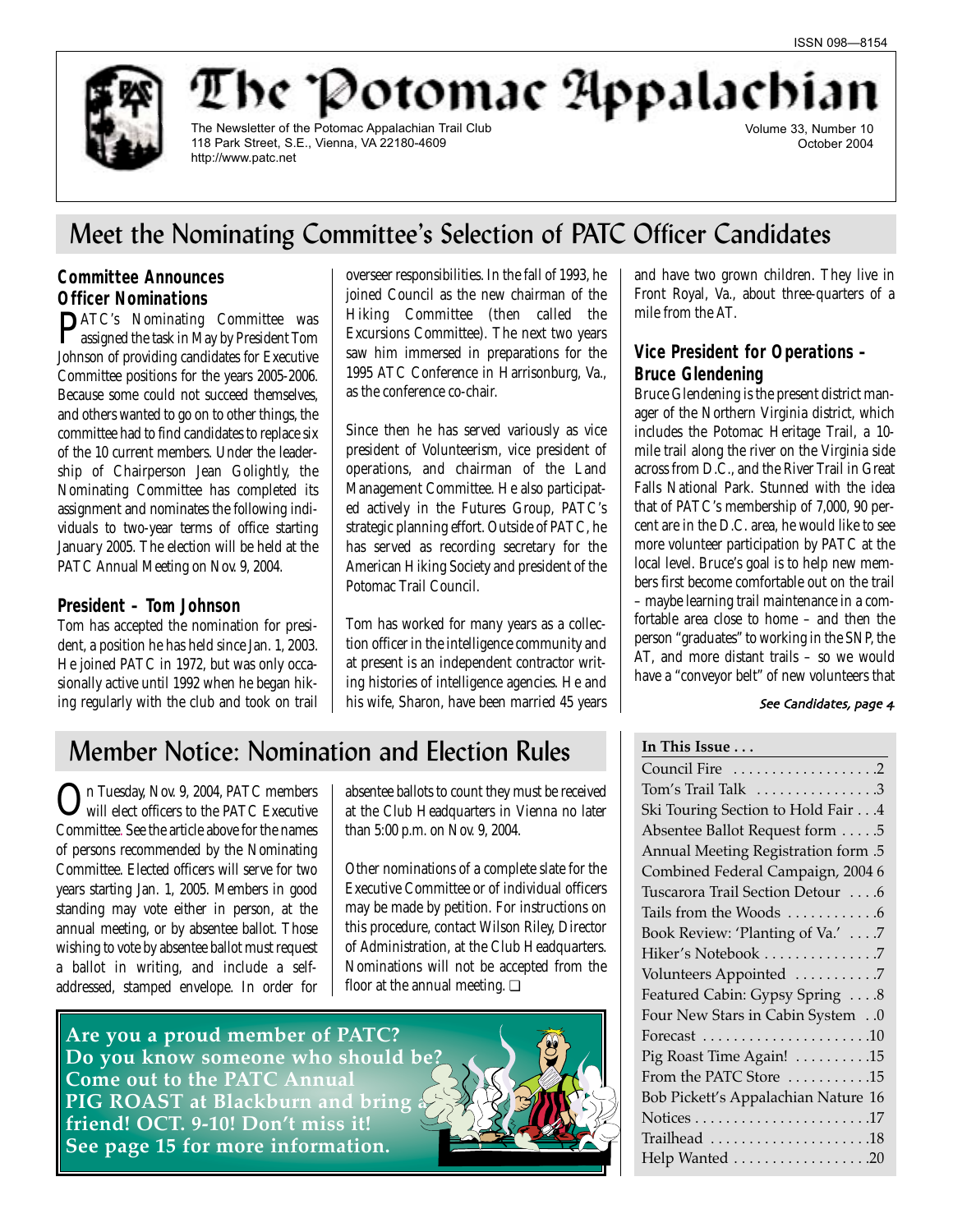ISSN 098—8154

# The Potomac Appalachian

The Newsletter of the Potomac Appalachian Trail Club
118 Park Street, S.E., Vienna, VA 22180-4609
http://www.patc.net

Volume 33, Number 10
October 2004

## Meet the Nominating Committee's Selection of PATC Officer Candidates

### Committee Announces Officer Nominations

PATC's Nominating Committee was assigned the task in May by President Tom Johnson of providing candidates for Executive Committee positions for the years 2005-2006. Because some could not succeed themselves, and others wanted to go on to other things, the committee had to find candidates to replace six of the 10 current members. Under the leadership of Chairperson Jean Golightly, the Nominating Committee has completed its assignment and nominates the following individuals to two-year terms of office starting January 2005. The election will be held at the PATC Annual Meeting on Nov. 9, 2004.

### President – Tom Johnson

Tom has accepted the nomination for president, a position he has held since Jan. 1, 2003. He joined PATC in 1972, but was only occasionally active until 1992 when he began hiking regularly with the club and took on trail overseer responsibilities. In the fall of 1993, he joined Council as the new chairman of the Hiking Committee (then called the Excursions Committee). The next two years saw him immersed in preparations for the 1995 ATC Conference in Harrisonburg, Va., as the conference co-chair.

Since then he has served variously as vice president of Volunteerism, vice president of operations, and chairman of the Land Management Committee. He also participated actively in the Futures Group, PATC's strategic planning effort. Outside of PATC, he has served as recording secretary for the American Hiking Society and president of the Potomac Trail Council.

Tom has worked for many years as a collection officer in the intelligence community and at present is an independent contractor writing histories of intelligence agencies. He and his wife, Sharon, have been married 45 years and have two grown children. They live in Front Royal, Va., about three-quarters of a mile from the AT.

### Vice President for Operations – Bruce Glendening

Bruce Glendening is the present district manager of the Northern Virginia district, which includes the Potomac Heritage Trail, a 10-mile trail along the river on the Virginia side across from D.C., and the River Trail in Great Falls National Park. Stunned with the idea that of PATC's membership of 7,000, 90 percent are in the D.C. area, he would like to see more volunteer participation by PATC at the local level. Bruce's goal is to help new members first become comfortable out on the trail – maybe learning trail maintenance in a comfortable area close to home – and then the person "graduates" to working in the SNP, the AT, and more distant trails – so we would have a "conveyor belt" of new volunteers that

*See Candidates, page 4*

## Member Notice: Nomination and Election Rules

On Tuesday, Nov. 9, 2004, PATC members will elect officers to the PATC Executive Committee. See the article above for the names of persons recommended by the Nominating Committee. Elected officers will serve for two years starting Jan. 1, 2005. Members in good standing may vote either in person, at the annual meeting, or by absentee ballot. Those wishing to vote by absentee ballot must request a ballot in writing, and include a self-addressed, stamped envelope. In order for absentee ballots to count they must be received at the Club Headquarters in Vienna no later than 5:00 p.m. on Nov. 9, 2004.

Other nominations of a complete slate for the Executive Committee or of individual officers may be made by petition. For instructions on this procedure, contact Wilson Riley, Director of Administration, at the Club Headquarters. Nominations will not be accepted from the floor at the annual meeting. ❑

**Are you a proud member of PATC? Do you know someone who should be? Come out to the PATC Annual PIG ROAST at Blackburn and bring a friend! OCT. 9-10! Don't miss it! See page 15 for more information.**

**In This Issue . . .**

- Council Fire . . . 2
- Tom's Trail Talk . . . 3
- Ski Touring Section to Hold Fair . . . 4
- Absentee Ballot Request form . . . 5
- Annual Meeting Registration form . . . 5
- Combined Federal Campaign, 2004 . . . 6
- Tuscarora Trail Section Detour . . . 6
- Tails from the Woods . . . 6
- Book Review: 'Planting of Va.' . . . 7
- Hiker's Notebook . . . 7
- Volunteers Appointed . . . 7
- Featured Cabin: Gypsy Spring . . . 8
- Four New Stars in Cabin System . . . 0
- Forecast . . . 10
- Pig Roast Time Again! . . . 15
- From the PATC Store . . . 15
- Bob Pickett's Appalachian Nature . . . 16
- Notices . . . 17
- Trailhead . . . 18
- Help Wanted . . . 20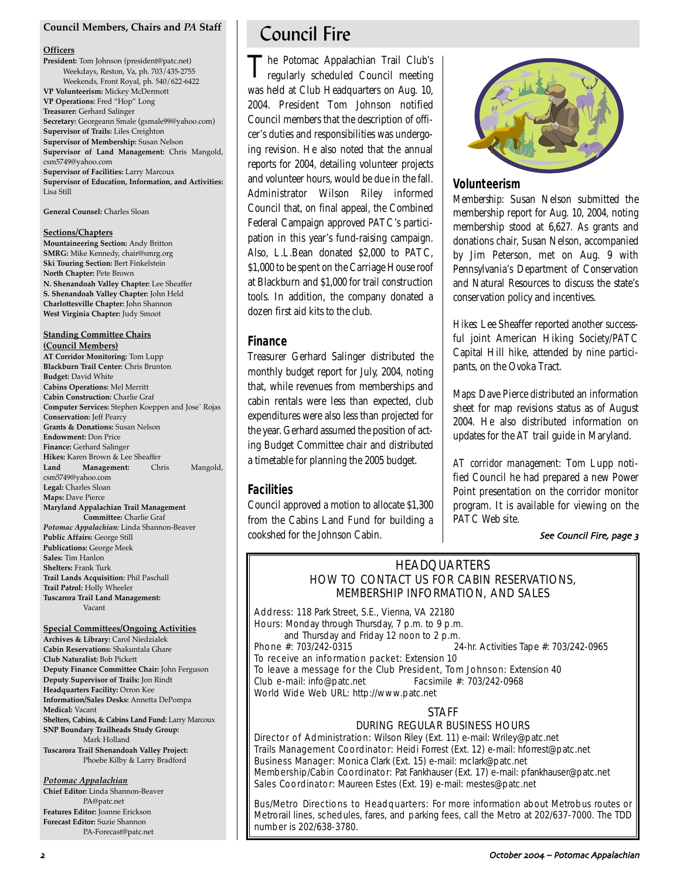## Council Members, Chairs and *PA* Staff

**Officers**

**President:** Tom Johnson (president@patc.net) Weekdays, Reston, Va, ph. 703/435-2755 Weekends, Front Royal, ph. 540/622-6422
**VP Volunteerism:** Mickey McDermott
**VP Operations:** Fred "Hop" Long
**Treasurer:** Gerhard Salinger
**Secretary:** Georgeann Smale (gsmale99@yahoo.com)
**Supervisor of Trails:** Liles Creighton
**Supervisor of Membership:** Susan Nelson
**Supervisor of Land Management:** Chris Mangold, csm5749@yahoo.com
**Supervisor of Facilities:** Larry Marcoux
**Supervisor of Education, Information, and Activities:** Lisa Still

**General Counsel:** Charles Sloan

**Sections/Chapters**

**Mountaineering Section:** Andy Britton
**SMRG:** Mike Kennedy, chair@smrg.org
**Ski Touring Section:** Bert Finkelstein
**North Chapter:** Pete Brown
**N. Shenandoah Valley Chapter:** Lee Sheaffer
**S. Shenandoah Valley Chapter:** John Held
**Charlottesville Chapter:** John Shannon
**West Virginia Chapter:** Judy Smoot

**Standing Committee Chairs (Council Members)**

**AT Corridor Monitoring:** Tom Lupp
**Blackburn Trail Center:** Chris Brunton
**Budget:** David White
**Cabins Operations:** Mel Merritt
**Cabin Construction:** Charlie Graf
**Computer Services:** Stephen Koeppen and Jose` Rojas
**Conservation:** Jeff Pearcy
**Grants & Donations:** Susan Nelson
**Endowment:** Don Price
**Finance:** Gerhard Salinger
**Hikes:** Karen Brown & Lee Sheaffer
**Land Management:** Chris Mangold, csm5749@yahoo.com
**Legal:** Charles Sloan
**Maps:** Dave Pierce
**Maryland Appalachian Trail Management Committee:** Charlie Graf
***Potomac Appalachian:*** Linda Shannon-Beaver
**Public Affairs:** George Still
**Publications:** George Meek
**Sales:** Tim Hanlon
**Shelters:** Frank Turk
**Trail Lands Acquisition:** Phil Paschall
**Trail Patrol:** Holly Wheeler
**Tuscarora Trail Land Management:** Vacant

**Special Committees/Ongoing Activities**

**Archives & Library:** Carol Niedzialek
**Cabin Reservations:** Shakuntala Ghare
**Club Naturalist:** Bob Pickett
**Deputy Finance Committee Chair:** John Ferguson
**Deputy Supervisor of Trails:** Jon Rindt
**Headquarters Facility:** Orron Kee
**Information/Sales Desks:** Annetta DePompa
**Medical:** Vacant
**Shelters, Cabins, & Cabins Land Fund:** Larry Marcoux
**SNP Boundary Trailheads Study Group:** Mark Holland
**Tuscarora Trail Shenandoah Valley Project:** Phoebe Kilby & Larry Bradford

***Potomac Appalachian***

**Chief Editor:** Linda Shannon-Beaver PA@patc.net
**Features Editor:** Joanne Erickson
**Forecast Editor:** Suzie Shannon PA-Forecast@patc.net

# Council Fire

The Potomac Appalachian Trail Club's regularly scheduled Council meeting was held at Club Headquarters on Aug. 10, 2004. President Tom Johnson notified Council members that the description of officer's duties and responsibilities was undergoing revision. He also noted that the annual reports for 2004, detailing volunteer projects and volunteer hours, would be due in the fall. Administrator Wilson Riley informed Council that, on final appeal, the Combined Federal Campaign approved PATC's participation in this year's fund-raising campaign. Also, L.L.Bean donated $2,000 to PATC, $1,000 to be spent on the Carriage House roof at Blackburn and $1,000 for trail construction tools. In addition, the company donated a dozen first aid kits to the club.

## Finance

Treasurer Gerhard Salinger distributed the monthly budget report for July, 2004, noting that, while revenues from memberships and cabin rentals were less than expected, club expenditures were also less than projected for the year. Gerhard assumed the position of acting Budget Committee chair and distributed a timetable for planning the 2005 budget.

## Facilities

Council approved a motion to allocate $1,300 from the Cabins Land Fund for building a cookshed for the Johnson Cabin.

## Volunteerism

*Membership:* Susan Nelson submitted the membership report for Aug. 10, 2004, noting membership stood at 6,627. As grants and donations chair, Susan Nelson, accompanied by Jim Peterson, met on Aug. 9 with Pennsylvania's Department of Conservation and Natural Resources to discuss the state's conservation policy and incentives.

*Hikes:* Lee Sheaffer reported another successful joint American Hiking Society/PATC Capital Hill hike, attended by nine participants, on the Ovoka Tract.

*Maps:* Dave Pierce distributed an information sheet for map revisions status as of August 2004. He also distributed information on updates for the AT trail guide in Maryland.

*AT corridor management:* Tom Lupp notified Council he had prepared a new Power Point presentation on the corridor monitor program. It is available for viewing on the PATC Web site.

*See Council Fire, page 3*

## HEADQUARTERS
### HOW TO CONTACT US FOR CABIN RESERVATIONS, MEMBERSHIP INFORMATION, AND SALES

Address: 118 Park Street, S.E., Vienna, VA 22180
Hours: Monday through Thursday, 7 p.m. to 9 p.m. and Thursday and Friday 12 noon to 2 p.m.
Phone #: 703/242-0315 24-hr. Activities Tape #: 703/242-0965
To receive an information packet: Extension 10
To leave a message for the Club President, Tom Johnson: Extension 40
Club e-mail: info@patc.net Facsimile #: 703/242-0968
World Wide Web URL: http://www.patc.net

### STAFF
#### DURING REGULAR BUSINESS HOURS

Director of Administration: Wilson Riley (Ext. 11) e-mail: Wriley@patc.net
Trails Management Coordinator: Heidi Forrest (Ext. 12) e-mail: hforrest@patc.net
Business Manager: Monica Clark (Ext. 15) e-mail: mclark@patc.net
Membership/Cabin Coordinator: Pat Fankhauser (Ext. 17) e-mail: pfankhauser@patc.net
Sales Coordinator: Maureen Estes (Ext. 19) e-mail: mestes@patc.net

Bus/Metro Directions to Headquarters: For more information about Metrobus routes or Metrorail lines, schedules, fares, and parking fees, call the Metro at 202/637-7000. The TDD number is 202/638-3780.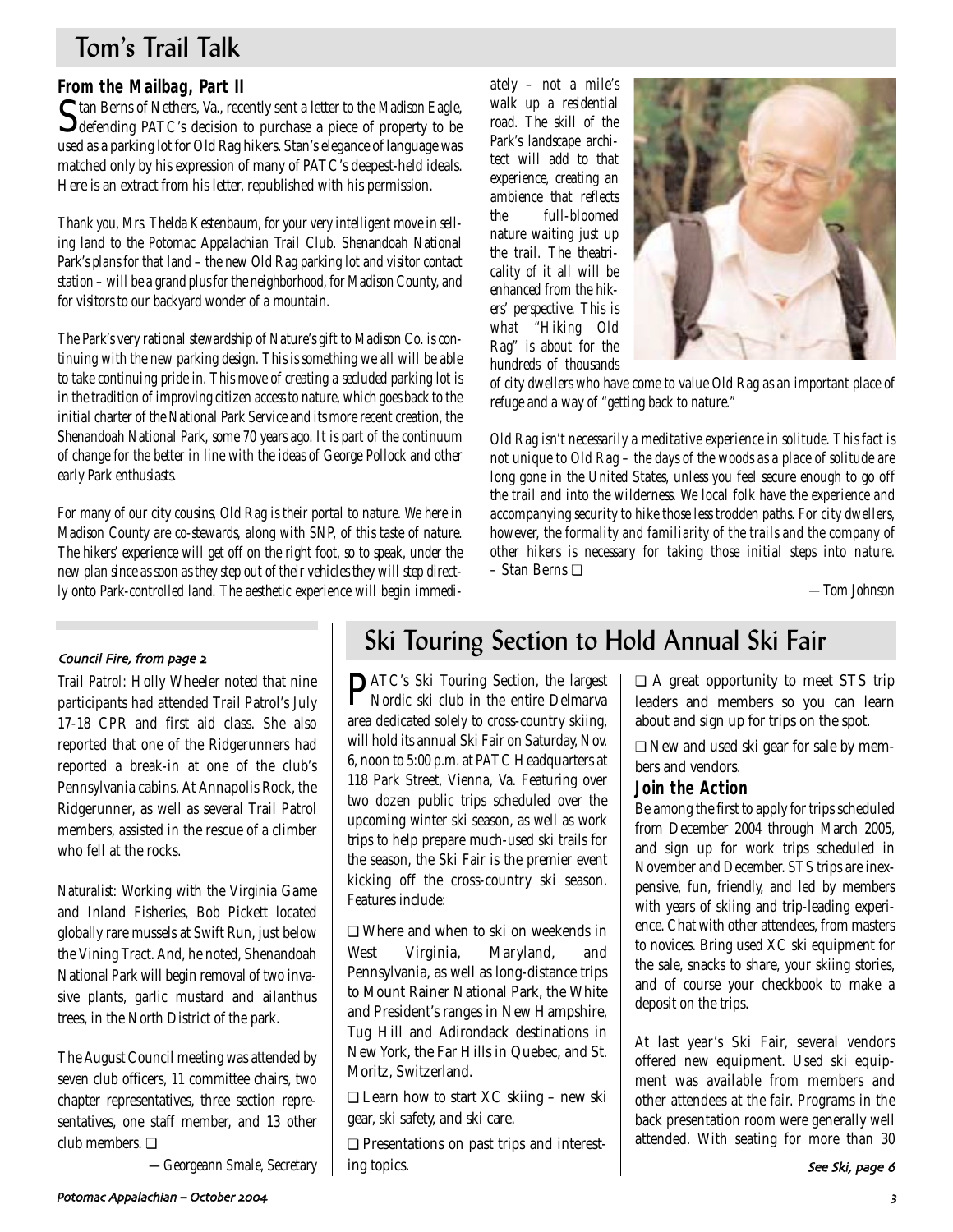# Tom's Trail Talk

### From the Mailbag, Part II

Stan Berns of Nethers, Va., recently sent a letter to the Madison Eagle, defending PATC's decision to purchase a piece of property to be used as a parking lot for Old Rag hikers. Stan's elegance of language was matched only by his expression of many of PATC's deepest-held ideals. Here is an extract from his letter, republished with his permission.

*Thank you, Mrs. Thelda Kestenbaum, for your very intelligent move in selling land to the Potomac Appalachian Trail Club. Shenandoah National Park's plans for that land – the new Old Rag parking lot and visitor contact station – will be a grand plus for the neighborhood, for Madison County, and for visitors to our backyard wonder of a mountain.*

*The Park's very rational stewardship of Nature's gift to Madison Co. is continuing with the new parking design. This is something we all will be able to take continuing pride in. This move of creating a secluded parking lot is in the tradition of improving citizen access to nature, which goes back to the initial charter of the National Park Service and its more recent creation, the Shenandoah National Park, some 70 years ago. It is part of the continuum of change for the better in line with the ideas of George Pollock and other early Park enthusiasts.*

*For many of our city cousins, Old Rag is their portal to nature. We here in Madison County are co-stewards, along with SNP, of this taste of nature. The hikers' experience will get off on the right foot, so to speak, under the new plan since as soon as they step out of their vehicles they will step directly onto Park-controlled land. The aesthetic experience will begin immediately – not a mile's walk up a residential road. The skill of the Park's landscape architect will add to that experience, creating an ambience that reflects the full-bloomed nature waiting just up the trail. The theatricality of it all will be enhanced from the hikers' perspective. This is what "Hiking Old Rag" is about for the hundreds of thousands of city dwellers who have come to value Old Rag as an important place of refuge and a way of "getting back to nature."*

*Old Rag isn't necessarily a meditative experience in solitude. This fact is not unique to Old Rag – the days of the woods as a place of solitude are long gone in the United States, unless you feel secure enough to go off the trail and into the wilderness. We local folk have the experience and accompanying security to hike those less trodden paths. For city dwellers, however, the formality and familiarity of the trails and the company of other hikers is necessary for taking those initial steps into nature. – Stan Berns* ❑

*—Tom Johnson*

---

*Council Fire, from page 2*

Trail Patrol: Holly Wheeler noted that nine participants had attended Trail Patrol's July 17-18 CPR and first aid class. She also reported that one of the Ridgerunners had reported a break-in at one of the club's Pennsylvania cabins. At Annapolis Rock, the Ridgerunner, as well as several Trail Patrol members, assisted in the rescue of a climber who fell at the rocks.

Naturalist: Working with the Virginia Game and Inland Fisheries, Bob Pickett located globally rare mussels at Swift Run, just below the Vining Tract. And, he noted, Shenandoah National Park will begin removal of two invasive plants, garlic mustard and ailanthus trees, in the North District of the park.

The August Council meeting was attended by seven club officers, 11 committee chairs, two chapter representatives, three section representatives, one staff member, and 13 other club members. ❑

*—Georgeann Smale, Secretary*

# Ski Touring Section to Hold Annual Ski Fair

PATC's Ski Touring Section, the largest Nordic ski club in the entire Delmarva area dedicated solely to cross-country skiing, will hold its annual Ski Fair on Saturday, Nov. 6, noon to 5:00 p.m. at PATC Headquarters at 118 Park Street, Vienna, Va. Featuring over two dozen public trips scheduled over the upcoming winter ski season, as well as work trips to help prepare much-used ski trails for the season, the Ski Fair is the premier event kicking off the cross-country ski season. Features include:

❑ Where and when to ski on weekends in West Virginia, Maryland, and Pennsylvania, as well as long-distance trips to Mount Rainer National Park, the White and President's ranges in New Hampshire, Tug Hill and Adirondack destinations in New York, the Far Hills in Quebec, and St. Moritz, Switzerland.

❑ Learn how to start XC skiing – new ski gear, ski safety, and ski care.

❑ Presentations on past trips and interesting topics.

❑ A great opportunity to meet STS trip leaders and members so you can learn about and sign up for trips on the spot.

❑ New and used ski gear for sale by members and vendors.

### Join the Action

Be among the first to apply for trips scheduled from December 2004 through March 2005, and sign up for work trips scheduled in November and December. STS trips are inexpensive, fun, friendly, and led by members with years of skiing and trip-leading experience. Chat with other attendees, from masters to novices. Bring used XC ski equipment for the sale, snacks to share, your skiing stories, and of course your checkbook to make a deposit on the trips.

At last year's Ski Fair, several vendors offered new equipment. Used ski equipment was available from members and other attendees at the fair. Programs in the back presentation room were generally well attended. With seating for more than 30

*See Ski, page 6*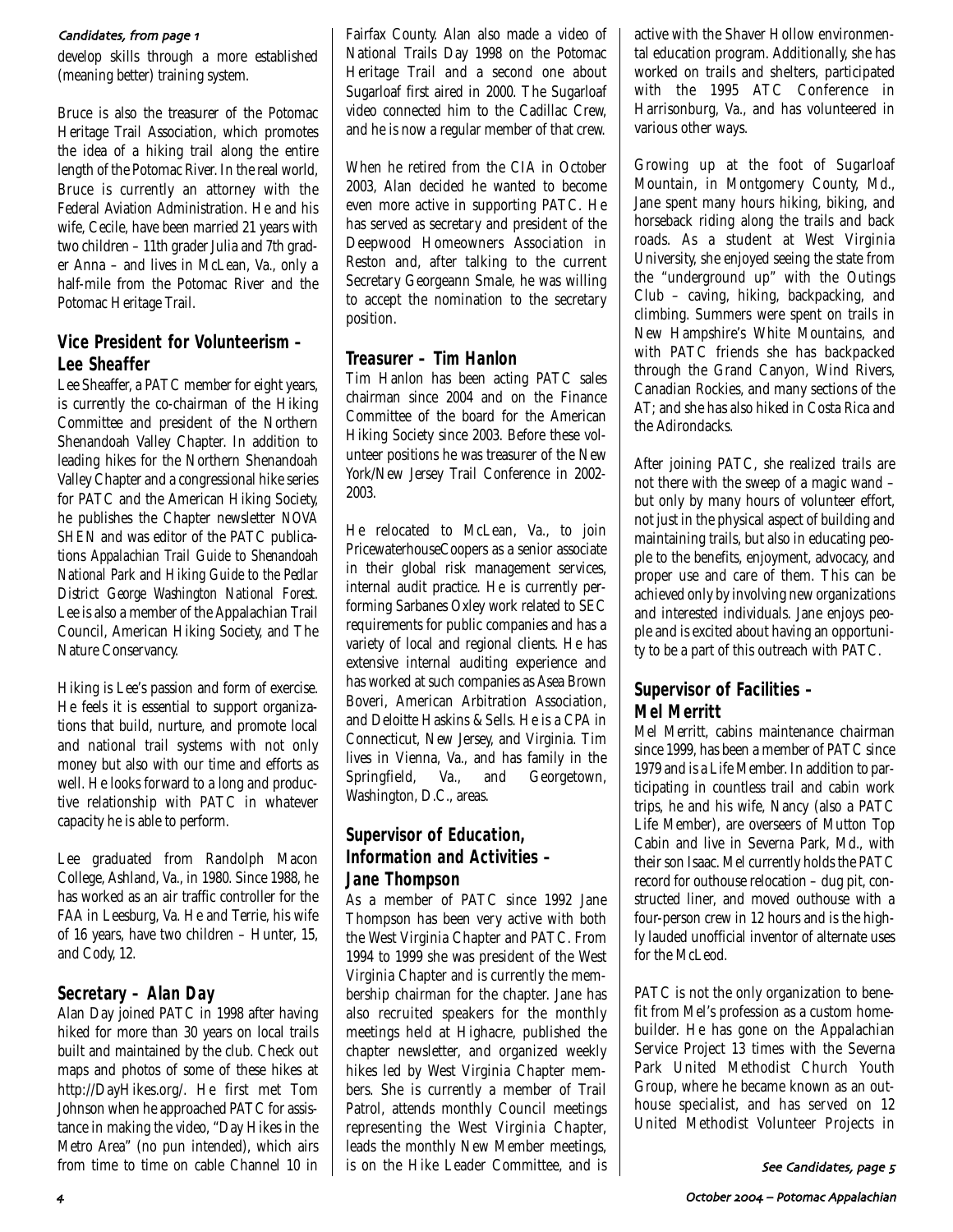*Candidates, from page 1*

develop skills through a more established (meaning better) training system.

Bruce is also the treasurer of the Potomac Heritage Trail Association, which promotes the idea of a hiking trail along the entire length of the Potomac River. In the real world, Bruce is currently an attorney with the Federal Aviation Administration. He and his wife, Cecile, have been married 21 years with two children – 11th grader Julia and 7th grader Anna – and lives in McLean, Va., only a half-mile from the Potomac River and the Potomac Heritage Trail.

## Vice President for Volunteerism – Lee Sheaffer

Lee Sheaffer, a PATC member for eight years, is currently the co-chairman of the Hiking Committee and president of the Northern Shenandoah Valley Chapter. In addition to leading hikes for the Northern Shenandoah Valley Chapter and a congressional hike series for PATC and the American Hiking Society, he publishes the Chapter newsletter *NOVA SHEN* and was editor of the PATC publications *Appalachian Trail Guide to Shenandoah National Park* and *Hiking Guide to the Pedlar District George Washington National Forest*. Lee is also a member of the Appalachian Trail Council, American Hiking Society, and The Nature Conservancy.

Hiking is Lee's passion and form of exercise. He feels it is essential to support organizations that build, nurture, and promote local and national trail systems with not only money but also with our time and efforts as well. He looks forward to a long and productive relationship with PATC in whatever capacity he is able to perform.

Lee graduated from Randolph Macon College, Ashland, Va., in 1980. Since 1988, he has worked as an air traffic controller for the FAA in Leesburg, Va. He and Terrie, his wife of 16 years, have two children – Hunter, 15, and Cody, 12.

## Secretary – Alan Day

Alan Day joined PATC in 1998 after having hiked for more than 30 years on local trails built and maintained by the club. Check out maps and photos of some of these hikes at http://DayHikes.org/. He first met Tom Johnson when he approached PATC for assistance in making the video, "Day Hikes in the Metro Area" (no pun intended), which airs from time to time on cable Channel 10 in Fairfax County. Alan also made a video of National Trails Day 1998 on the Potomac Heritage Trail and a second one about Sugarloaf first aired in 2000. The Sugarloaf video connected him to the Cadillac Crew, and he is now a regular member of that crew.

When he retired from the CIA in October 2003, Alan decided he wanted to become even more active in supporting PATC. He has served as secretary and president of the Deepwood Homeowners Association in Reston and, after talking to the current Secretary Georgeann Smale, he was willing to accept the nomination to the secretary position.

## Treasurer – Tim Hanlon

Tim Hanlon has been acting PATC sales chairman since 2004 and on the Finance Committee of the board for the American Hiking Society since 2003. Before these volunteer positions he was treasurer of the New York/New Jersey Trail Conference in 2002-2003.

He relocated to McLean, Va., to join PricewaterhouseCoopers as a senior associate in their global risk management services, internal audit practice. He is currently performing Sarbanes Oxley work related to SEC requirements for public companies and has a variety of local and regional clients. He has extensive internal auditing experience and has worked at such companies as Asea Brown Boveri, American Arbitration Association, and Deloitte Haskins & Sells. He is a CPA in Connecticut, New Jersey, and Virginia. Tim lives in Vienna, Va., and has family in the Springfield, Va., and Georgetown, Washington, D.C., areas.

## Supervisor of Education, Information and Activities – Jane Thompson

As a member of PATC since 1992 Jane Thompson has been very active with both the West Virginia Chapter and PATC. From 1994 to 1999 she was president of the West Virginia Chapter and is currently the membership chairman for the chapter. Jane has also recruited speakers for the monthly meetings held at Highacre, published the chapter newsletter, and organized weekly hikes led by West Virginia Chapter members. She is currently a member of Trail Patrol, attends monthly Council meetings representing the West Virginia Chapter, leads the monthly New Member meetings, is on the Hike Leader Committee, and is active with the Shaver Hollow environmental education program. Additionally, she has worked on trails and shelters, participated with the 1995 ATC Conference in Harrisonburg, Va., and has volunteered in various other ways.

Growing up at the foot of Sugarloaf Mountain, in Montgomery County, Md., Jane spent many hours hiking, biking, and horseback riding along the trails and back roads. As a student at West Virginia University, she enjoyed seeing the state from the "underground up" with the Outings Club – caving, hiking, backpacking, and climbing. Summers were spent on trails in New Hampshire's White Mountains, and with PATC friends she has backpacked through the Grand Canyon, Wind Rivers, Canadian Rockies, and many sections of the AT; and she has also hiked in Costa Rica and the Adirondacks.

After joining PATC, she realized trails are not there with the sweep of a magic wand – but only by many hours of volunteer effort, not just in the physical aspect of building and maintaining trails, but also in educating people to the benefits, enjoyment, advocacy, and proper use and care of them. This can be achieved only by involving new organizations and interested individuals. Jane enjoys people and is excited about having an opportunity to be a part of this outreach with PATC.

## Supervisor of Facilities – Mel Merritt

Mel Merritt, cabins maintenance chairman since 1999, has been a member of PATC since 1979 and is a Life Member. In addition to participating in countless trail and cabin work trips, he and his wife, Nancy (also a PATC Life Member), are overseers of Mutton Top Cabin and live in Severna Park, Md., with their son Isaac. Mel currently holds the PATC record for outhouse relocation – dug pit, constructed liner, and moved outhouse with a four-person crew in 12 hours and is the highly lauded unofficial inventor of alternate uses for the McLeod.

PATC is not the only organization to benefit from Mel's profession as a custom homebuilder. He has gone on the Appalachian Service Project 13 times with the Severna Park United Methodist Church Youth Group, where he became known as an outhouse specialist, and has served on 12 United Methodist Volunteer Projects in

*See Candidates, page 5*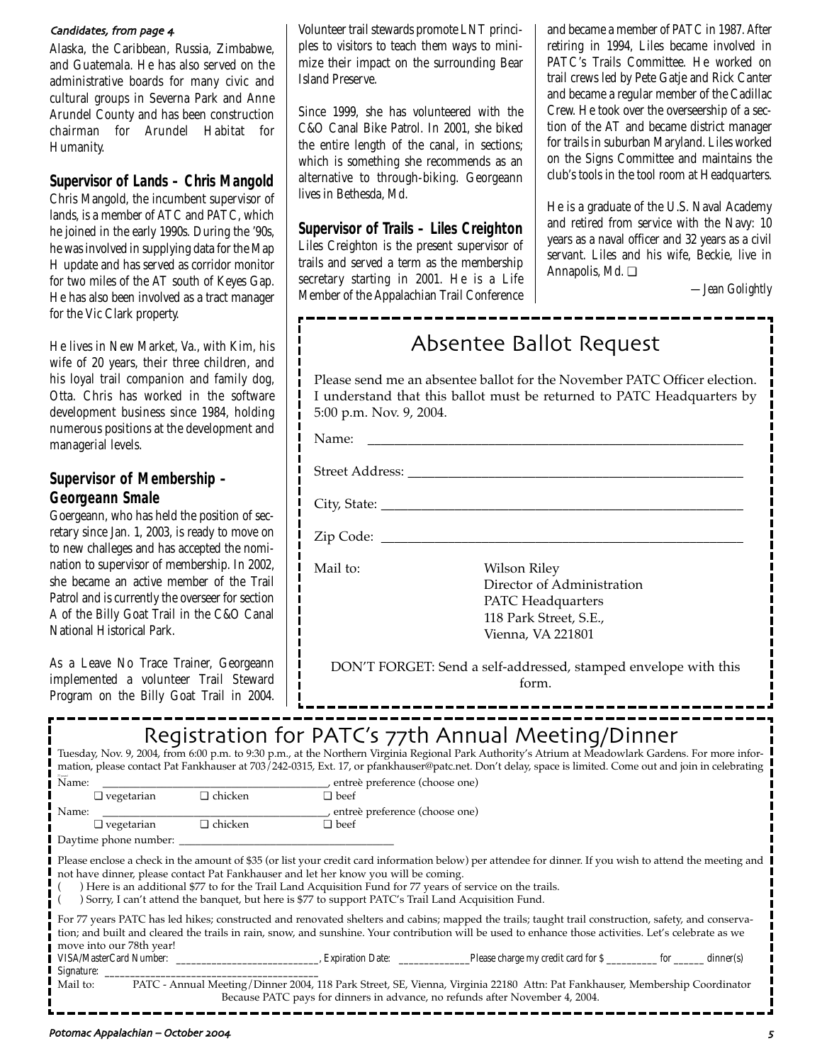*Candidates, from page 4*

Alaska, the Caribbean, Russia, Zimbabwe, and Guatemala. He has also served on the administrative boards for many civic and cultural groups in Severna Park and Anne Arundel County and has been construction chairman for Arundel Habitat for Humanity.

## Supervisor of Lands – Chris Mangold

Chris Mangold, the incumbent supervisor of lands, is a member of ATC and PATC, which he joined in the early 1990s. During the '90s, he was involved in supplying data for the Map H update and has served as corridor monitor for two miles of the AT south of Keyes Gap. He has also been involved as a tract manager for the Vic Clark property.

He lives in New Market, Va., with Kim, his wife of 20 years, their three children, and his loyal trail companion and family dog, Otta. Chris has worked in the software development business since 1984, holding numerous positions at the development and managerial levels.

## Supervisor of Membership – Georgeann Smale

Goergeann, who has held the position of secretary since Jan. 1, 2003, is ready to move on to new challeges and has accepted the nomination to supervisor of membership. In 2002, she became an active member of the Trail Patrol and is currently the overseer for section A of the Billy Goat Trail in the C&O Canal National Historical Park.

As a Leave No Trace Trainer, Georgeann implemented a volunteer Trail Steward Program on the Billy Goat Trail in 2004. Volunteer trail stewards promote LNT principles to visitors to teach them ways to minimize their impact on the surrounding Bear Island Preserve.

Since 1999, she has volunteered with the C&O Canal Bike Patrol. In 2001, she biked the entire length of the canal, in sections; which is something she recommends as an alternative to through-biking. Georgeann lives in Bethesda, Md.

## Supervisor of Trails – Liles Creighton

Liles Creighton is the present supervisor of trails and served a term as the membership secretary starting in 2001. He is a Life Member of the Appalachian Trail Conference and became a member of PATC in 1987. After retiring in 1994, Liles became involved in PATC's Trails Committee. He worked on trail crews led by Pete Gatje and Rick Canter and became a regular member of the Cadillac Crew. He took over the overseership of a section of the AT and became district manager for trails in suburban Maryland. Liles worked on the Signs Committee and maintains the club's tools in the tool room at Headquarters.

He is a graduate of the U.S. Naval Academy and retired from service with the Navy: 10 years as a naval officer and 32 years as a civil servant. Liles and his wife, Beckie, live in Annapolis, Md. ❑

*—Jean Golightly*

# Absentee Ballot Request

Please send me an absentee ballot for the November PATC Officer election. I understand that this ballot must be returned to PATC Headquarters by 5:00 p.m. Nov. 9, 2004.

Name: ______________________________

Street Address: ______________________________

City, State: ______________________________

Zip Code: ______________________________

Mail to: Wilson Riley
Director of Administration
PATC Headquarters
118 Park Street, S.E.,
Vienna, VA 221801

DON'T FORGET: Send a self-addressed, stamped envelope with this form.

# Registration for PATC's 77th Annual Meeting/Dinner

Tuesday, Nov. 9, 2004, from 6:00 p.m. to 9:30 p.m., at the Northern Virginia Regional Park Authority's Atrium at Meadowlark Gardens. For more information, please contact Pat Fankhauser at 703/242-0315, Ext. 17, or pfankhauser@patc.net. Don't delay, space is limited. Come out and join in celebrating

Name: ______________________________, entreè preference (choose one)
❑ vegetarian ❑ chicken ❑ beef

Name: ______________________________, entreè preference (choose one)
❑ vegetarian ❑ chicken ❑ beef

Daytime phone number: ______________________________

Please enclose a check in the amount of $35 (or list your credit card information below) per attendee for dinner. If you wish to attend the meeting and not have dinner, please contact Pat Fankhauser and let her know you will be coming.

( ) Here is an additional $77 to for the Trail Land Acquisition Fund for 77 years of service on the trails.

( ) Sorry, I can't attend the banquet, but here is $77 to support PATC's Trail Land Acquisition Fund.

For 77 years PATC has led hikes; constructed and renovated shelters and cabins; mapped the trails; taught trail construction, safety, and conservation; and built and cleared the trails in rain, snow, and sunshine. Your contribution will be used to enhance those activities. Let's celebrate as we move into our 78th year!

VISA/MasterCard Number: ______________________, Expiration Date: ____________ Please charge my credit card for $ ________ for ______ dinner(s)

Signature: ______________________________

Mail to: PATC - Annual Meeting/Dinner 2004, 118 Park Street, SE, Vienna, Virginia 22180 Attn: Pat Fankhauser, Membership Coordinator
Because PATC pays for dinners in advance, no refunds after November 4, 2004.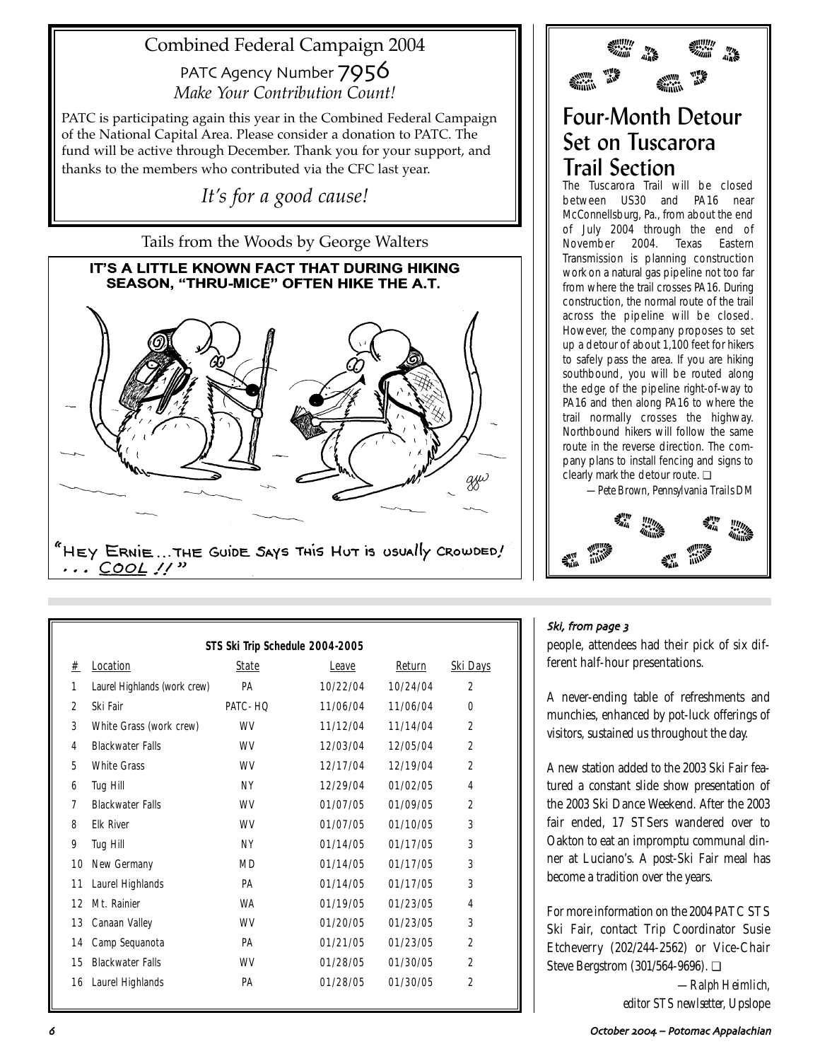## Combined Federal Campaign 2004

PATC Agency Number 7956

*Make Your Contribution Count!*

PATC is participating again this year in the Combined Federal Campaign of the National Capital Area. Please consider a donation to PATC. The fund will be active through December. Thank you for your support, and thanks to the members who contributed via the CFC last year.

*It's for a good cause!*

### Tails from the Woods by George Walters

IT'S A LITTLE KNOWN FACT THAT DURING HIKING SEASON, "THRU-MICE" OFTEN HIKE THE A.T.

"HEY ERNIE…THE GUIDE SAYS THIS HUT is USUALLY CROWDED! … COOL !!"

## Four-Month Detour Set on Tuscarora Trail Section

The Tuscarora Trail will be closed between US30 and PA16 near McConnellsburg, Pa., from about the end of July 2004 through the end of November 2004. Texas Eastern Transmission is planning construction work on a natural gas pipeline not too far from where the trail crosses PA16. During construction, the normal route of the trail across the pipeline will be closed. However, the company proposes to set up a detour of about 1,100 feet for hikers to safely pass the area. If you are hiking southbound, you will be routed along the edge of the pipeline right-of-way to PA16 and then along PA16 to where the trail normally crosses the highway. Northbound hikers will follow the same route in the reverse direction. The company plans to install fencing and signs to clearly mark the detour route. ❑

*—Pete Brown, Pennsylvania Trails DM*

**STS Ski Trip Schedule 2004-2005**

| # | Location | State | Leave | Return | Ski Days |
|---|---|---|---|---|---|
| 1 | Laurel Highlands (work crew) | PA | 10/22/04 | 10/24/04 | 2 |
| 2 | Ski Fair | PATC- HQ | 11/06/04 | 11/06/04 | 0 |
| 3 | White Grass (work crew) | WV | 11/12/04 | 11/14/04 | 2 |
| 4 | Blackwater Falls | WV | 12/03/04 | 12/05/04 | 2 |
| 5 | White Grass | WV | 12/17/04 | 12/19/04 | 2 |
| 6 | Tug Hill | NY | 12/29/04 | 01/02/05 | 4 |
| 7 | Blackwater Falls | WV | 01/07/05 | 01/09/05 | 2 |
| 8 | Elk River | WV | 01/07/05 | 01/10/05 | 3 |
| 9 | Tug Hill | NY | 01/14/05 | 01/17/05 | 3 |
| 10 | New Germany | MD | 01/14/05 | 01/17/05 | 3 |
| 11 | Laurel Highlands | PA | 01/14/05 | 01/17/05 | 3 |
| 12 | Mt. Rainier | WA | 01/19/05 | 01/23/05 | 4 |
| 13 | Canaan Valley | WV | 01/20/05 | 01/23/05 | 3 |
| 14 | Camp Sequanota | PA | 01/21/05 | 01/23/05 | 2 |
| 15 | Blackwater Falls | WV | 01/28/05 | 01/30/05 | 2 |
| 16 | Laurel Highlands | PA | 01/28/05 | 01/30/05 | 2 |

*Ski, from page 3*

people, attendees had their pick of six different half-hour presentations.

A never-ending table of refreshments and munchies, enhanced by pot-luck offerings of visitors, sustained us throughout the day.

A new station added to the 2003 Ski Fair featured a constant slide show presentation of the 2003 Ski Dance Weekend. After the 2003 fair ended, 17 STSers wandered over to Oakton to eat an impromptu communal dinner at Luciano's. A post-Ski Fair meal has become a tradition over the years.

For more information on the 2004 PATC STS Ski Fair, contact Trip Coordinator Susie Etcheverry (202/244-2562) or Vice-Chair Steve Bergstrom (301/564-9696). ❑

*—Ralph Heimlich, editor STS newsletter, Upslope*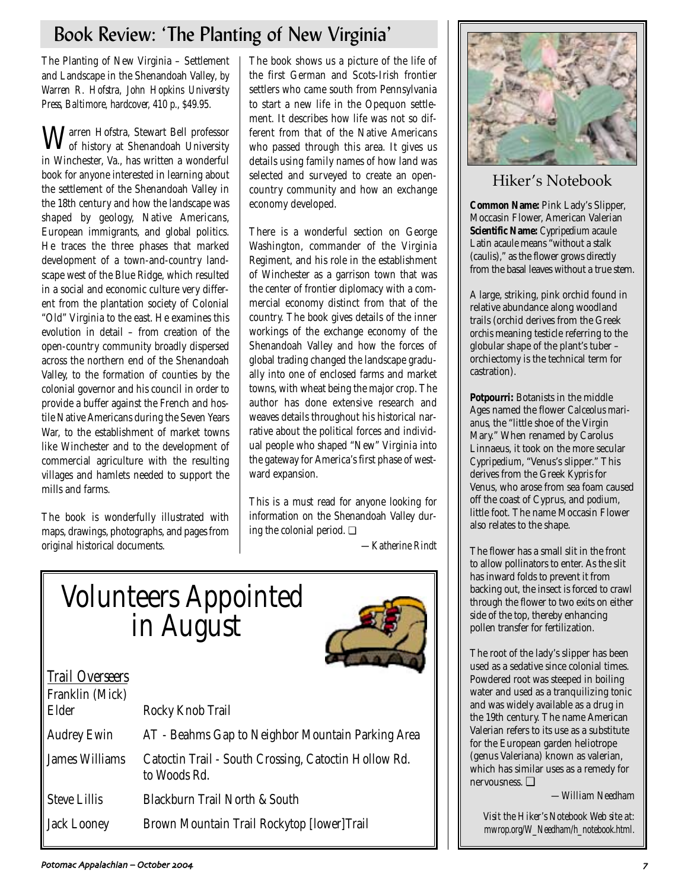## Book Review: 'The Planting of New Virginia'

*The Planting of New Virginia – Settlement and Landscape in the Shenandoah Valley, by Warren R. Hofstra, John Hopkins University Press, Baltimore, hardcover, 410 p., $49.95.*

Warren Hofstra, Stewart Bell professor of history at Shenandoah University in Winchester, Va., has written a wonderful book for anyone interested in learning about the settlement of the Shenandoah Valley in the 18th century and how the landscape was shaped by geology, Native Americans, European immigrants, and global politics. He traces the three phases that marked development of a town-and-country landscape west of the Blue Ridge, which resulted in a social and economic culture very different from the plantation society of Colonial "Old" Virginia to the east. He examines this evolution in detail – from creation of the open-country community broadly dispersed across the northern end of the Shenandoah Valley, to the formation of counties by the colonial governor and his council in order to provide a buffer against the French and hostile Native Americans during the Seven Years War, to the establishment of market towns like Winchester and to the development of commercial agriculture with the resulting villages and hamlets needed to support the mills and farms.

The book is wonderfully illustrated with maps, drawings, photographs, and pages from original historical documents.

The book shows us a picture of the life of the first German and Scots-Irish frontier settlers who came south from Pennsylvania to start a new life in the Opequon settlement. It describes how life was not so different from that of the Native Americans who passed through this area. It gives us details using family names of how land was selected and surveyed to create an open-country community and how an exchange economy developed.

There is a wonderful section on George Washington, commander of the Virginia Regiment, and his role in the establishment of Winchester as a garrison town that was the center of frontier diplomacy with a commercial economy distinct from that of the country. The book gives details of the inner workings of the exchange economy of the Shenandoah Valley and how the forces of global trading changed the landscape gradually into one of enclosed farms and market towns, with wheat being the major crop. The author has done extensive research and weaves details throughout his historical narrative about the political forces and individual people who shaped "New" Virginia into the gateway for America's first phase of westward expansion.

This is a must read for anyone looking for information on the Shenandoah Valley during the colonial period. ❑

*—Katherine Rindt*

# Volunteers Appointed in August

**Trail Overseers**

| Name | Trail |
|---|---|
| Franklin (Mick) Elder | Rocky Knob Trail |
| Audrey Ewin | AT - Beahms Gap to Neighbor Mountain Parking Area |
| James Williams | Catoctin Trail - South Crossing, Catoctin Hollow Rd. to Woods Rd. |
| Steve Lillis | Blackburn Trail North & South |
| Jack Looney | Brown Mountain Trail Rockytop [lower]Trail |

## Hiker's Notebook

**Common Name:** Pink Lady's Slipper, Moccasin Flower, American Valerian
**Scientific Name:** *Cypripedium acaule*
Latin *acaule* means "without a stalk (caulis)," as the flower grows directly from the basal leaves without a true stem.

A large, striking, pink orchid found in relative abundance along woodland trails (orchid derives from the Greek *orchis* meaning testicle referring to the globular shape of the plant's tuber – orchiectomy is the technical term for castration).

**Potpourri:** Botanists in the middle Ages named the flower *Calceolus marianus*, the "little shoe of the Virgin Mary." When renamed by Carolus Linnaeus, it took on the more secular *Cypripedium*, "Venus's slipper." This derives from the Greek *Kypris* for Venus, who arose from sea foam caused off the coast of Cyprus, and *podium*, little foot. The name Moccasin Flower also relates to the shape.

The flower has a small slit in the front to allow pollinators to enter. As the slit has inward folds to prevent it from backing out, the insect is forced to crawl through the flower to two exits on either side of the top, thereby enhancing pollen transfer for fertilization.

The root of the lady's slipper has been used as a sedative since colonial times. Powdered root was steeped in boiling water and used as a tranquilizing tonic and was widely available as a drug in the 19th century. The name American Valerian refers to its use as a substitute for the European garden heliotrope (genus Valeriana) known as valerian, which has similar uses as a remedy for nervousness. ❑

*—William Needham*

*Visit the Hiker's Notebook Web site at: mwrop.org/W_Needham/h_notebook.html.*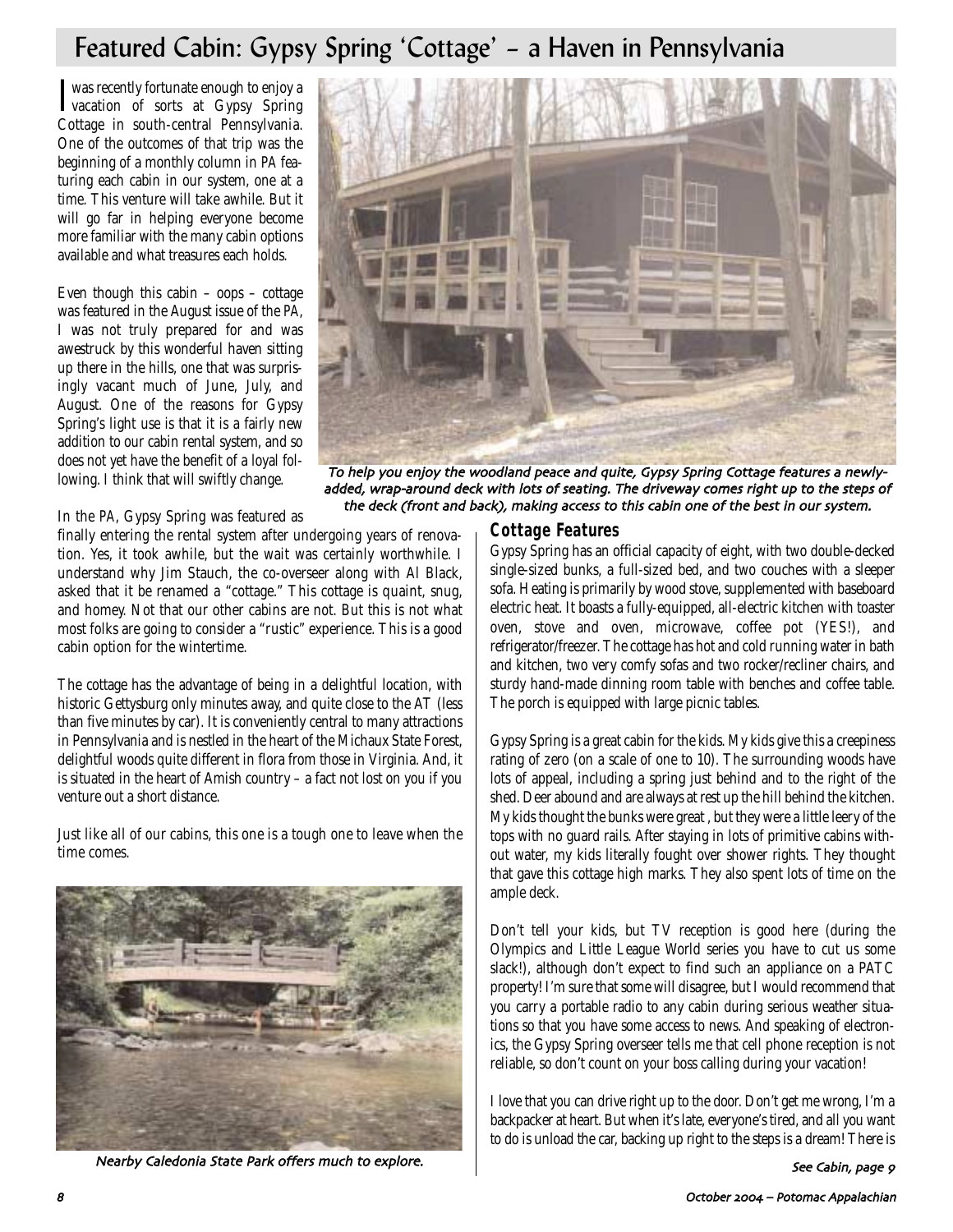# Featured Cabin: Gypsy Spring 'Cottage' – a Haven in Pennsylvania

I was recently fortunate enough to enjoy a vacation of sorts at Gypsy Spring Cottage in south-central Pennsylvania. One of the outcomes of that trip was the beginning of a monthly column in *PA* featuring each cabin in our system, one at a time. This venture will take awhile. But it will go far in helping everyone become more familiar with the many cabin options available and what treasures each holds.

Even though this cabin – oops – cottage was featured in the August issue of the *PA*, I was not truly prepared for and was awestruck by this wonderful haven sitting up there in the hills, one that was surprisingly vacant much of June, July, and August. One of the reasons for Gypsy Spring's light use is that it is a fairly new addition to our cabin rental system, and so does not yet have the benefit of a loyal following. I think that will swiftly change.

In the *PA*, Gypsy Spring was featured as finally entering the rental system after undergoing years of renovation. Yes, it took awhile, but the wait was certainly worthwhile. I understand why Jim Stauch, the co-overseer along with Al Black, asked that it be renamed a "cottage." This cottage is quaint, snug, and homey. Not that our other cabins are not. But this is not what most folks are going to consider a "rustic" experience. This is a good cabin option for the wintertime.

The cottage has the advantage of being in a delightful location, with historic Gettysburg only minutes away, and quite close to the AT (less than five minutes by car). It is conveniently central to many attractions in Pennsylvania and is nestled in the heart of the Michaux State Forest, delightful woods quite different in flora from those in Virginia. And, it is situated in the heart of Amish country – a fact not lost on you if you venture out a short distance.

Just like all of our cabins, this one is a tough one to leave when the time comes.

*To help you enjoy the woodland peace and quite, Gypsy Spring Cottage features a newly-added, wrap-around deck with lots of seating. The driveway comes right up to the steps of the deck (front and back), making access to this cabin one of the best in our system.*

*Nearby Caledonia State Park offers much to explore.*

## Cottage Features

Gypsy Spring has an official capacity of eight, with two double-decked single-sized bunks, a full-sized bed, and two couches with a sleeper sofa. Heating is primarily by wood stove, supplemented with baseboard electric heat. It boasts a fully-equipped, all-electric kitchen with toaster oven, stove and oven, microwave, coffee pot (YES!), and refrigerator/freezer. The cottage has hot and cold running water in bath and kitchen, two very comfy sofas and two rocker/recliner chairs, and sturdy hand-made dinning room table with benches and coffee table. The porch is equipped with large picnic tables.

Gypsy Spring is a great cabin for the kids. My kids give this a creepiness rating of zero (on a scale of one to 10). The surrounding woods have lots of appeal, including a spring just behind and to the right of the shed. Deer abound and are always at rest up the hill behind the kitchen. My kids thought the bunks were great , but they were a little leery of the tops with no guard rails. After staying in lots of primitive cabins without water, my kids literally fought over shower rights. They thought that gave this cottage high marks. They also spent lots of time on the ample deck.

Don't tell your kids, but TV reception is good here (during the Olympics and Little League World series you have to cut us some slack!), although don't expect to find such an appliance on a PATC property! I'm sure that some will disagree, but I would recommend that you carry a portable radio to any cabin during serious weather situations so that you have some access to news. And speaking of electronics, the Gypsy Spring overseer tells me that cell phone reception is not reliable, so don't count on your boss calling during your vacation!

I love that you can drive right up to the door. Don't get me wrong, I'm a backpacker at heart. But when it's late, everyone's tired, and all you want to do is unload the car, backing up right to the steps is a dream! There is

*See Cabin, page 9*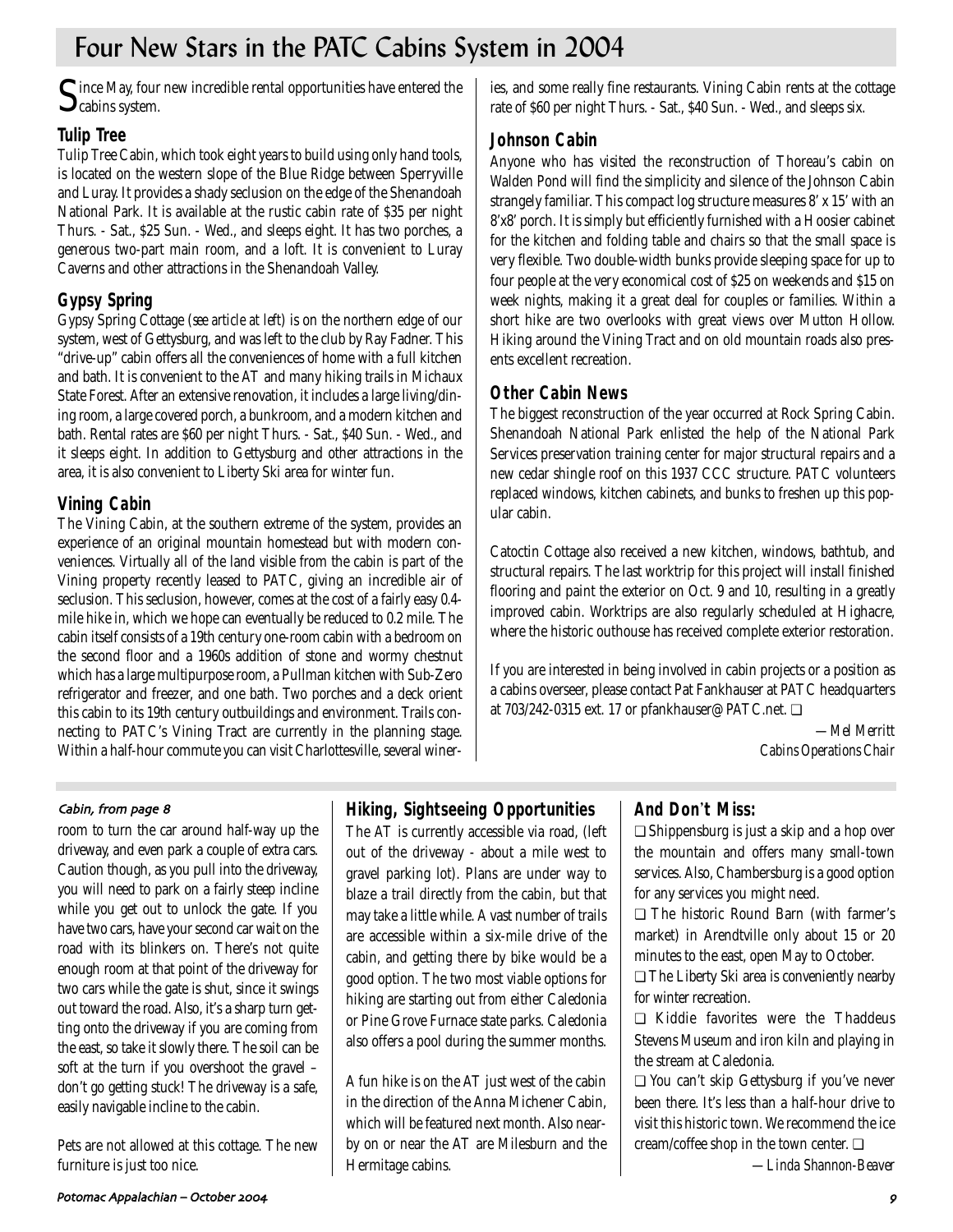# Four New Stars in the PATC Cabins System in 2004

Since May, four new incredible rental opportunities have entered the cabins system.

## Tulip Tree

Tulip Tree Cabin, which took eight years to build using only hand tools, is located on the western slope of the Blue Ridge between Sperryville and Luray. It provides a shady seclusion on the edge of the Shenandoah National Park. It is available at the rustic cabin rate of $35 per night Thurs. - Sat., $25 Sun. - Wed., and sleeps eight. It has two porches, a generous two-part main room, and a loft. It is convenient to Luray Caverns and other attractions in the Shenandoah Valley.

## Gypsy Spring

Gypsy Spring Cottage (*see article at left*) is on the northern edge of our system, west of Gettysburg, and was left to the club by Ray Fadner. This "drive-up" cabin offers all the conveniences of home with a full kitchen and bath. It is convenient to the AT and many hiking trails in Michaux State Forest. After an extensive renovation, it includes a large living/dining room, a large covered porch, a bunkroom, and a modern kitchen and bath. Rental rates are $60 per night Thurs. - Sat., $40 Sun. - Wed., and it sleeps eight. In addition to Gettysburg and other attractions in the area, it is also convenient to Liberty Ski area for winter fun.

## Vining Cabin

The Vining Cabin, at the southern extreme of the system, provides an experience of an original mountain homestead but with modern conveniences. Virtually all of the land visible from the cabin is part of the Vining property recently leased to PATC, giving an incredible air of seclusion. This seclusion, however, comes at the cost of a fairly easy 0.4-mile hike in, which we hope can eventually be reduced to 0.2 mile. The cabin itself consists of a 19th century one-room cabin with a bedroom on the second floor and a 1960s addition of stone and wormy chestnut which has a large multipurpose room, a Pullman kitchen with Sub-Zero refrigerator and freezer, and one bath. Two porches and a deck orient this cabin to its 19th century outbuildings and environment. Trails connecting to PATC's Vining Tract are currently in the planning stage. Within a half-hour commute you can visit Charlottesville, several wineries, and some really fine restaurants. Vining Cabin rents at the cottage rate of $60 per night Thurs. - Sat., $40 Sun. - Wed., and sleeps six.

## Johnson Cabin

Anyone who has visited the reconstruction of Thoreau's cabin on Walden Pond will find the simplicity and silence of the Johnson Cabin strangely familiar. This compact log structure measures 8' x 15' with an 8'x8' porch. It is simply but efficiently furnished with a Hoosier cabinet for the kitchen and folding table and chairs so that the small space is very flexible. Two double-width bunks provide sleeping space for up to four people at the very economical cost of $25 on weekends and $15 on week nights, making it a great deal for couples or families. Within a short hike are two overlooks with great views over Mutton Hollow. Hiking around the Vining Tract and on old mountain roads also presents excellent recreation.

## Other Cabin News

The biggest reconstruction of the year occurred at Rock Spring Cabin. Shenandoah National Park enlisted the help of the National Park Services preservation training center for major structural repairs and a new cedar shingle roof on this 1937 CCC structure. PATC volunteers replaced windows, kitchen cabinets, and bunks to freshen up this popular cabin.

Catoctin Cottage also received a new kitchen, windows, bathtub, and structural repairs. The last worktrip for this project will install finished flooring and paint the exterior on Oct. 9 and 10, resulting in a greatly improved cabin. Worktrips are also regularly scheduled at Highacre, where the historic outhouse has received complete exterior restoration.

If you are interested in being involved in cabin projects or a position as a cabins overseer, please contact Pat Fankhauser at PATC headquarters at 703/242-0315 ext. 17 or pfankhauser@PATC.net. ❑

*—Mel Merritt*
*Cabins Operations Chair*

---

*Cabin, from page 8*

room to turn the car around half-way up the driveway, and even park a couple of extra cars. Caution though, as you pull into the driveway, you will need to park on a fairly steep incline while you get out to unlock the gate. If you have two cars, have your second car wait on the road with its blinkers on. There's not quite enough room at that point of the driveway for two cars while the gate is shut, since it swings out toward the road. Also, it's a sharp turn getting onto the driveway if you are coming from the east, so take it slowly there. The soil can be soft at the turn if you overshoot the gravel – don't go getting stuck! The driveway is a safe, easily navigable incline to the cabin.

Pets are not allowed at this cottage. The new furniture is just too nice.

## Hiking, Sightseeing Opportunities

The AT is currently accessible via road, (left out of the driveway - about a mile west to gravel parking lot). Plans are under way to blaze a trail directly from the cabin, but that may take a little while. A vast number of trails are accessible within a six-mile drive of the cabin, and getting there by bike would be a good option. The two most viable options for hiking are starting out from either Caledonia or Pine Grove Furnace state parks. Caledonia also offers a pool during the summer months.

A fun hike is on the AT just west of the cabin in the direction of the Anna Michener Cabin, which will be featured next month. Also nearby on or near the AT are Milesburn and the Hermitage cabins.

## And Don't Miss:

❑ Shippensburg is just a skip and a hop over the mountain and offers many small-town services. Also, Chambersburg is a good option for any services you might need.

❑ The historic Round Barn (with farmer's market) in Arendtville only about 15 or 20 minutes to the east, open May to October.

❑ The Liberty Ski area is conveniently nearby for winter recreation.

❑ Kiddie favorites were the Thaddeus Stevens Museum and iron kiln and playing in the stream at Caledonia.

❑ You can't skip Gettysburg if you've never been there. It's less than a half-hour drive to visit this historic town. We recommend the ice cream/coffee shop in the town center. ❑

*—Linda Shannon-Beaver*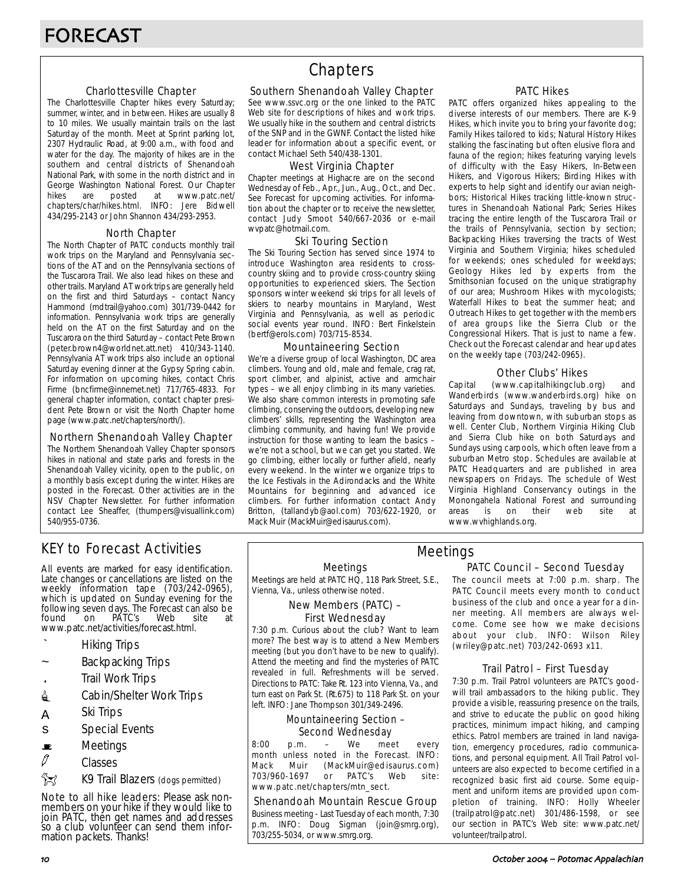# FORECAST

## Chapters

### Charlottesville Chapter

The Charlottesville Chapter hikes every Saturday; summer, winter, and in between. Hikes are usually 8 to 10 miles. We usually maintain trails on the last Saturday of the month. Meet at Sprint parking lot, 2307 Hydraulic Road, at 9:00 a.m., with food and water for the day. The majority of hikes are in the southern and central districts of Shenandoah National Park, with some in the north district and in George Washington National Forest. Our Chapter hikes are posted at www.patc.net/chapters/char/hikes.html. INFO: Jere Bidwell 434/295-2143 or John Shannon 434/293-2953.

### North Chapter

The North Chapter of PATC conducts monthly trail work trips on the Maryland and Pennsylvania sections of the AT and on the Pennsylvania sections of the Tuscarora Trail. We also lead hikes on these and other trails. Maryland AT work trips are generally held on the first and third Saturdays – contact Nancy Hammond (mdtrail@yahoo.com) 301/739-0442 for information. Pennsylvania work trips are generally held on the AT on the first Saturday and on the Tuscarora on the third Saturday – contact Pete Brown (peter.brown4@worldnet.att.net) 410/343-1140. Pennsylvania AT work trips also include an optional Saturday evening dinner at the Gypsy Spring cabin. For information on upcoming hikes, contact Chris Firme (bncfirme@innernet.net) 717/765-4833. For general chapter information, contact chapter president Pete Brown or visit the North Chapter home page (www.patc.net/chapters/north/).

### Northern Shenandoah Valley Chapter

The Northern Shenandoah Valley Chapter sponsors hikes in national and state parks and forests in the Shenandoah Valley vicinity, open to the public, on a monthly basis except during the winter. Hikes are posted in the Forecast. Other activities are in the NSV Chapter Newsletter. For further information contact Lee Sheaffer, (thumpers@visuallink.com) 540/955-0736.

### Southern Shenandoah Valley Chapter

See www.ssvc.org or the one linked to the PATC Web site for descriptions of hikes and work trips. We usually hike in the southern and central districts of the SNP and in the GWNF. Contact the listed hike leader for information about a specific event, or contact Michael Seth 540/438-1301.

### West Virginia Chapter

Chapter meetings at Highacre are on the second Wednesday of Feb., Apr., Jun., Aug., Oct., and Dec. See Forecast for upcoming activities. For information about the chapter or to receive the newsletter, contact Judy Smoot 540/667-2036 or e-mail wvpatc@hotmail.com.

### Ski Touring Section

The Ski Touring Section has served since 1974 to introduce Washington area residents to cross-country skiing and to provide cross-country skiing opportunities to experienced skiers. The Section sponsors winter weekend ski trips for all levels of skiers to nearby mountains in Maryland, West Virginia and Pennsylvania, as well as periodic social events year round. INFO: Bert Finkelstein (bertf@erols.com) 703/715-8534.

### Mountaineering Section

We're a diverse group of local Washington, DC area climbers. Young and old, male and female, crag rat, sport climber, and alpinist, active and armchair types – we all enjoy climbing in its many varieties. We also share common interests in promoting safe climbing, conserving the outdoors, developing new climbers' skills, representing the Washington area climbing community, and having fun! We provide instruction for those wanting to learn the basics – we're not a school, but we can get you started. We go climbing, either locally or further afield, nearly every weekend. In the winter we organize trips to the Ice Festivals in the Adirondacks and the White Mountains for beginning and advanced ice climbers. For further information contact Andy Britton, (tallandyb@aol.com) 703/622-1920, or Mack Muir (MackMuir@edisaurus.com).

### PATC Hikes

PATC offers organized hikes appealing to the diverse interests of our members. There are K-9 Hikes, which invite you to bring your favorite dog; Family Hikes tailored to kids; Natural History Hikes stalking the fascinating but often elusive flora and fauna of the region; hikes featuring varying levels of difficulty with the Easy Hikers, In-Between Hikers, and Vigorous Hikers; Birding Hikes with experts to help sight and identify our avian neighbors; Historical Hikes tracking little-known structures in Shenandoah National Park; Series Hikes tracing the entire length of the Tuscarora Trail or the trails of Pennsylvania, section by section; Backpacking Hikes traversing the tracts of West Virginia and Southern Virginia; hikes scheduled for weekends; ones scheduled for weekdays; Geology Hikes led by experts from the Smithsonian focused on the unique stratigraphy of our area; Mushroom Hikes with mycologists; Waterfall Hikes to beat the summer heat; and Outreach Hikes to get together with the members of area groups like the Sierra Club or the Congressional Hikers. That is just to name a few. Check out the Forecast calendar and hear updates on the weekly tape (703/242-0965).

### Other Clubs' Hikes

Capital (www.capitalhikingclub.org) and Wanderbirds (www.wanderbirds.org) hike on Saturdays and Sundays, traveling by bus and leaving from downtown, with suburban stops as well. Center Club, Northern Virginia Hiking Club and Sierra Club hike on both Saturdays and Sundays using carpools, which often leave from a suburban Metro stop. Schedules are available at PATC Headquarters and are published in area newspapers on Fridays. The schedule of West Virginia Highland Conservancy outings in the Monongahela National Forest and surrounding areas is on their web site at www.wvhighlands.org.

## KEY to Forecast Activities

All events are marked for easy identification. Late changes or cancellations are listed on the weekly information tape (703/242-0965), which is updated on Sunday evening for the following seven days. The Forecast can also be found on PATC's Web site at www.patc.net/activities/forecast.html.

- Hiking Trips
- Backpacking Trips
- Trail Work Trips
- Cabin/Shelter Work Trips
- Ski Trips
- Special Events
- Meetings
- Classes
- K9 Trail Blazers (dogs permitted)

Note to all hike leaders: Please ask non-members on your hike if they would like to join PATC, then get names and addresses so a club volunteer can send them information packets. Thanks!

## Meetings

### Meetings

Meetings are held at PATC HQ, 118 Park Street, S.E., Vienna, Va., unless otherwise noted.

### New Members (PATC) – First Wednesday

7:30 p.m. Curious about the club? Want to learn more? The best way is to attend a New Members meeting (but you don't have to be new to qualify). Attend the meeting and find the mysteries of PATC revealed in full. Refreshments will be served. Directions to PATC: Take Rt. 123 into Vienna, Va., and turn east on Park St. (Rt.675) to 118 Park St. on your left. INFO: Jane Thompson 301/349-2496.

### Mountaineering Section – Second Wednesday

8:00 p.m. – We meet every month unless noted in the Forecast. INFO: Mack Muir (MackMuir@edisaurus.com) 703/960-1697 or PATC's Web site: www.patc.net/chapters/mtn_sect.

### Shenandoah Mountain Rescue Group

Business meeting - Last Tuesday of each month, 7:30 p.m. INFO: Doug Sigman (join@smrg.org), 703/255-5034, or www.smrg.org.

### PATC Council – Second Tuesday

The council meets at 7:00 p.m. sharp. The PATC Council meets every month to conduct business of the club and once a year for a dinner meeting. All members are always welcome. Come see how we make decisions about your club. INFO: Wilson Riley (wriley@patc.net) 703/242-0693 x11.

### Trail Patrol – First Tuesday

7:30 p.m. Trail Patrol volunteers are PATC's goodwill trail ambassadors to the hiking public. They provide a visible, reassuring presence on the trails, and strive to educate the public on good hiking practices, minimum impact hiking, and camping ethics. Patrol members are trained in land navigation, emergency procedures, radio communications, and personal equipment. All Trail Patrol volunteers are also expected to become certified in a recognized basic first aid course. Some equipment and uniform items are provided upon completion of training. INFO: Holly Wheeler (trailpatrol@patc.net) 301/486-1598, or see our section in PATC's Web site: www.patc.net/volunteer/trailpatrol.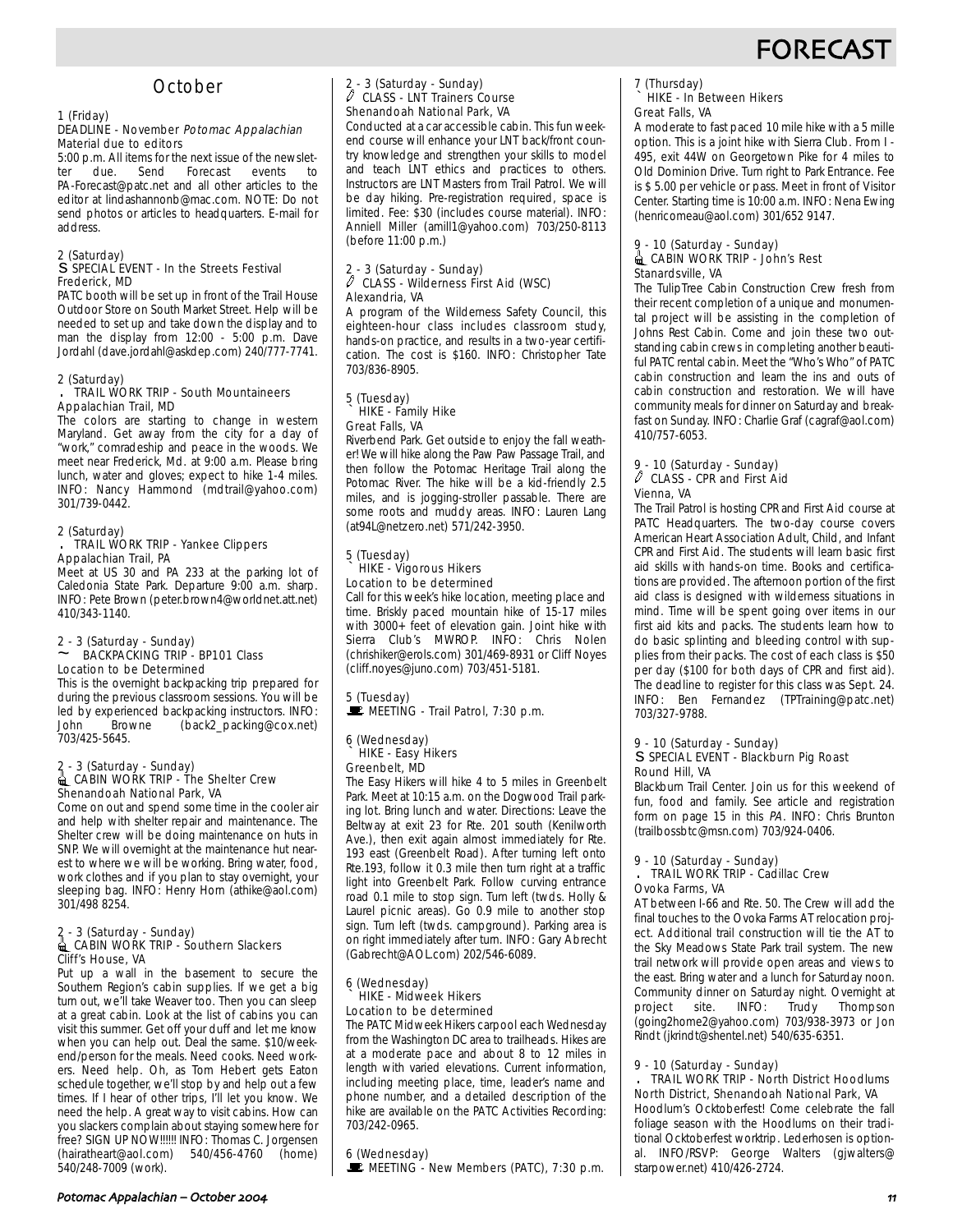# FORECAST

## October

1 (Friday)
DEADLINE - November *Potomac Appalachian* Material due to editors
5:00 p.m. All items for the next issue of the newsletter due. Send Forecast events to PA-Forecast@patc.net and all other articles to the editor at lindashannonb@mac.com. NOTE: Do not send photos or articles to headquarters. E-mail for address.

2 (Saturday)
SPECIAL EVENT - In the Streets Festival
Frederick, MD
PATC booth will be set up in front of the Trail House Outdoor Store on South Market Street. Help will be needed to set up and take down the display and to man the display from 12:00 - 5:00 p.m. Dave Jordahl (dave.jordahl@askdep.com) 240/777-7741.

2 (Saturday)
TRAIL WORK TRIP - South Mountaineers
Appalachian Trail, MD
The colors are starting to change in western Maryland. Get away from the city for a day of "work," comradeship and peace in the woods. We meet near Frederick, Md. at 9:00 a.m. Please bring lunch, water and gloves; expect to hike 1-4 miles. INFO: Nancy Hammond (mdtrail@yahoo.com) 301/739-0442.

2 (Saturday)
TRAIL WORK TRIP - Yankee Clippers
Appalachian Trail, PA
Meet at US 30 and PA 233 at the parking lot of Caledonia State Park. Departure 9:00 a.m. sharp. INFO: Pete Brown (peter.brown4@worldnet.att.net) 410/343-1140.

2 - 3 (Saturday - Sunday)
BACKPACKING TRIP - BP101 Class
Location to be Determined
This is the overnight backpacking trip prepared for during the previous classroom sessions. You will be led by experienced backpacking instructors. INFO: John Browne (back2_packing@cox.net) 703/425-5645.

2 - 3 (Saturday - Sunday)
CABIN WORK TRIP - The Shelter Crew
Shenandoah National Park, VA
Come on out and spend some time in the cooler air and help with shelter repair and maintenance. The Shelter crew will be doing maintenance on huts in SNP. We will overnight at the maintenance hut nearest to where we will be working. Bring water, food, work clothes and if you plan to stay overnight, your sleeping bag. INFO: Henry Horn (athike@aol.com) 301/498 8254.

2 - 3 (Saturday - Sunday)
CABIN WORK TRIP - Southern Slackers
Cliff's House, VA
Put up a wall in the basement to secure the Southern Region's cabin supplies. If we get a big turn out, we'll take Weaver too. Then you can sleep at a great cabin. Look at the list of cabins you can visit this summer. Get off your duff and let me know when you can help out. Deal the same. $10/weekend/person for the meals. Need cooks. Need workers. Need help. Oh, as Tom Hebert gets Eaton schedule together, we'll stop by and help out a few times. If I hear of other trips, I'll let you know. We need the help. A great way to visit cabins. How can you slackers complain about staying somewhere for free? SIGN UP NOW!!!!!! INFO: Thomas C. Jorgensen (hairatheart@aol.com) 540/456-4760 (home) 540/248-7009 (work).

2 - 3 (Saturday - Sunday)
CLASS - LNT Trainers Course
Shenandoah National Park, VA
Conducted at a car accessible cabin. This fun weekend course will enhance your LNT back/front country knowledge and strengthen your skills to model and teach LNT ethics and practices to others. Instructors are LNT Masters from Trail Patrol. We will be day hiking. Pre-registration required, space is limited. Fee: $30 (includes course material). INFO: Anniell Miller (amill1@yahoo.com) 703/250-8113 (before 11:00 p.m.)

2 - 3 (Saturday - Sunday)
CLASS - Wilderness First Aid (WSC)
Alexandria, VA
A program of the Wilderness Safety Council, this eighteen-hour class includes classroom study, hands-on practice, and results in a two-year certification. The cost is $160. INFO: Christopher Tate 703/836-8905.

5 (Tuesday)
HIKE - Family Hike
Great Falls, VA
Riverbend Park. Get outside to enjoy the fall weather! We will hike along the Paw Paw Passage Trail, and then follow the Potomac Heritage Trail along the Potomac River. The hike will be a kid-friendly 2.5 miles, and is jogging-stroller passable. There are some roots and muddy areas. INFO: Lauren Lang (at94L@netzero.net) 571/242-3950.

5 (Tuesday)
HIKE - Vigorous Hikers
Location to be determined
Call for this week's hike location, meeting place and time. Briskly paced mountain hike of 15-17 miles with 3000+ feet of elevation gain. Joint hike with Sierra Club's MWROP. INFO: Chris Nolen (chrishiker@erols.com) 301/469-8931 or Cliff Noyes (cliff.noyes@juno.com) 703/451-5181.

5 (Tuesday)
MEETING - Trail Patrol, 7:30 p.m.

6 (Wednesday)
HIKE - Easy Hikers
Greenbelt, MD
The Easy Hikers will hike 4 to 5 miles in Greenbelt Park. Meet at 10:15 a.m. on the Dogwood Trail parking lot. Bring lunch and water. Directions: Leave the Beltway at exit 23 for Rte. 201 south (Kenilworth Ave.), then exit again almost immediately for Rte. 193 east (Greenbelt Road). After turning left onto Rte.193, follow it 0.3 mile then turn right at a traffic light into Greenbelt Park. Follow curving entrance road 0.1 mile to stop sign. Turn left (twds. Holly & Laurel picnic areas). Go 0.9 mile to another stop sign. Turn left (twds. campground). Parking area is on right immediately after turn. INFO: Gary Abrecht (Gabrecht@AOL.com) 202/546-6089.

6 (Wednesday)
HIKE - Midweek Hikers
Location to be determined
The PATC Midweek Hikers carpool each Wednesday from the Washington DC area to trailheads. Hikes are at a moderate pace and about 8 to 12 miles in length with varied elevations. Current information, including meeting place, time, leader's name and phone number, and a detailed description of the hike are available on the PATC Activities Recording: 703/242-0965.

6 (Wednesday)
MEETING - New Members (PATC), 7:30 p.m.

7 (Thursday)
HIKE - In Between Hikers
Great Falls, VA
A moderate to fast paced 10 mile hike with a 5 mille option. This is a joint hike with Sierra Club. From I-495, exit 44W on Georgetown Pike for 4 miles to Old Dominion Drive. Turn right to Park Entrance. Fee is $ 5.00 per vehicle or pass. Meet in front of Visitor Center. Starting time is 10:00 a.m. INFO: Nena Ewing (henricomeau@aol.com) 301/652 9147.

9 - 10 (Saturday - Sunday)
CABIN WORK TRIP - John's Rest
Stanardsville, VA
The TulipTree Cabin Construction Crew fresh from their recent completion of a unique and monumental project will be assisting in the completion of Johns Rest Cabin. Come and join these two outstanding cabin crews in completing another beautiful PATC rental cabin. Meet the "Who's Who" of PATC cabin construction and learn the ins and outs of cabin construction and restoration. We will have community meals for dinner on Saturday and breakfast on Sunday. INFO: Charlie Graf (cagraf@aol.com) 410/757-6053.

9 - 10 (Saturday - Sunday)
CLASS - CPR and First Aid
Vienna, VA
The Trail Patrol is hosting CPR and First Aid course at PATC Headquarters. The two-day course covers American Heart Association Adult, Child, and Infant CPR and First Aid. The students will learn basic first aid skills with hands-on time. Books and certifications are provided. The afternoon portion of the first aid class is designed with wilderness situations in mind. Time will be spent going over items in our first aid kits and packs. The students learn how to do basic splinting and bleeding control with supplies from their packs. The cost of each class is $50 per day ($100 for both days of CPR and first aid). The deadline to register for this class was Sept. 24. INFO: Ben Fernandez (TPTraining@patc.net) 703/327-9788.

9 - 10 (Saturday - Sunday)
SPECIAL EVENT - Blackburn Pig Roast
Round Hill, VA
Blackburn Trail Center. Join us for this weekend of fun, food and family. See article and registration form on page 15 in this *PA*. INFO: Chris Brunton (trailbossbtc@msn.com) 703/924-0406.

9 - 10 (Saturday - Sunday)
TRAIL WORK TRIP - Cadillac Crew
Ovoka Farms, VA
AT between I-66 and Rte. 50. The Crew will add the final touches to the Ovoka Farms AT relocation project. Additional trail construction will tie the AT to the Sky Meadows State Park trail system. The new trail network will provide open areas and views to the east. Bring water and a lunch for Saturday noon. Community dinner on Saturday night. Overnight at project site. INFO: Trudy Thompson (going2home2@yahoo.com) 703/938-3973 or Jon Rindt (jkrindt@shentel.net) 540/635-6351.

9 - 10 (Saturday - Sunday)
TRAIL WORK TRIP - North District Hoodlums
North District, Shenandoah National Park, VA
Hoodlum's Ocktoberfest! Come celebrate the fall foliage season with the Hoodlums on their traditional Ocktoberfest worktrip. Lederhosen is optional. INFO/RSVP: George Walters (gjwalters@starpower.net) 410/426-2724.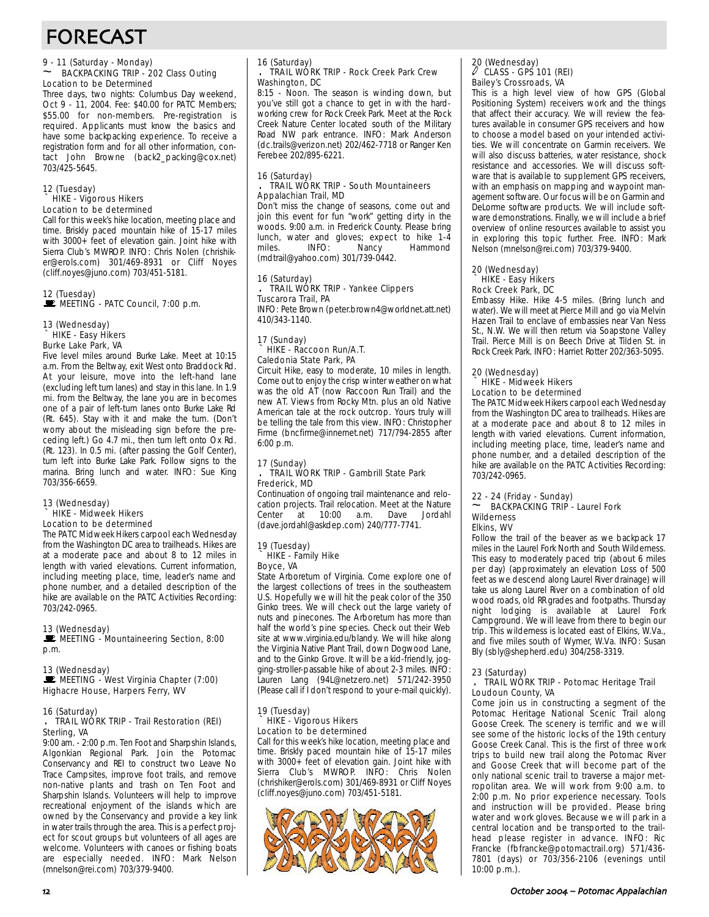# FORECAST

9 - 11 (Saturday - Monday)
~ BACKPACKING TRIP - 202 Class Outing
Location to be Determined

Three days, two nights: Columbus Day weekend, Oct 9 - 11, 2004. Fee: $40.00 for PATC Members; $55.00 for non-members. Pre-registration is required. Applicants must know the basics and have some backpacking experience. To receive a registration form and for all other information, contact John Browne (back2_packing@cox.net) 703/425-5645.

12 (Tuesday)
` HIKE - Vigorous Hikers
Location to be determined

Call for this week's hike location, meeting place and time. Briskly paced mountain hike of 15-17 miles with 3000+ feet of elevation gain. Joint hike with Sierra Club's MWROP. INFO: Chris Nolen (chrishiker@erols.com) 301/469-8931 or Cliff Noyes (cliff.noyes@juno.com) 703/451-5181.

12 (Tuesday)
MEETING - PATC Council, 7:00 p.m.

13 (Wednesday)
` HIKE - Easy Hikers
Burke Lake Park, VA

Five level miles around Burke Lake. Meet at 10:15 a.m. From the Beltway, exit West onto Braddock Rd. At your leisure, move into the left-hand lane (excluding left turn lanes) and stay in this lane. In 1.9 mi. from the Beltway, the lane you are in becomes one of a pair of left-turn lanes onto Burke Lake Rd (Rt. 645). Stay with it and make the turn. (Don't worry about the misleading sign before the preceding left.) Go 4.7 mi., then turn left onto Ox Rd. (Rt. 123). In 0.5 mi. (after passing the Golf Center), turn left into Burke Lake Park. Follow signs to the marina. Bring lunch and water. INFO: Sue King 703/356-6659.

13 (Wednesday)
` HIKE - Midweek Hikers
Location to be determined

The PATC Midweek Hikers carpool each Wednesday from the Washington DC area to trailheads. Hikes are at a moderate pace and about 8 to 12 miles in length with varied elevations. Current information, including meeting place, time, leader's name and phone number, and a detailed description of the hike are available on the PATC Activities Recording: 703/242-0965.

13 (Wednesday)
MEETING - Mountaineering Section, 8:00 p.m.

13 (Wednesday)
MEETING - West Virginia Chapter (7:00)
Highacre House, Harpers Ferry, WV

16 (Saturday)
. TRAIL WORK TRIP - Trail Restoration (REI)
Sterling, VA

9:00 am. - 2:00 p.m. Ten Foot and Sharpshin Islands, Algonkian Regional Park. Join the Potomac Conservancy and REI to construct two Leave No Trace Campsites, improve foot trails, and remove non-native plants and trash on Ten Foot and Sharpshin Islands. Volunteers will help to improve recreational enjoyment of the islands which are owned by the Conservancy and provide a key link in water trails through the area. This is a perfect project for scout groups but volunteers of all ages are welcome. Volunteers with canoes or fishing boats are especially needed. INFO: Mark Nelson (mnelson@rei.com) 703/379-9400.

16 (Saturday)
. TRAIL WORK TRIP - Rock Creek Park Crew
Washington, DC

8:15 - Noon. The season is winding down, but you've still got a chance to get in with the hard-working crew for Rock Creek Park. Meet at the Rock Creek Nature Center located south of the Military Road NW park entrance. INFO: Mark Anderson (dc.trails@verizon.net) 202/462-7718 or Ranger Ken Ferebee 202/895-6221.

16 (Saturday)
. TRAIL WORK TRIP - South Mountaineers
Appalachian Trail, MD

Don't miss the change of seasons, come out and join this event for fun "work" getting dirty in the woods. 9:00 a.m. in Frederick County. Please bring lunch, water and gloves; expect to hike 1-4 miles. INFO: Nancy Hammond (mdtrail@yahoo.com) 301/739-0442.

16 (Saturday)
. TRAIL WORK TRIP - Yankee Clippers
Tuscarora Trail, PA

INFO: Pete Brown (peter.brown4@worldnet.att.net) 410/343-1140.

17 (Sunday)
` HIKE - Raccoon Run/A.T.
Caledonia State Park, PA

Circuit Hike, easy to moderate, 10 miles in length. Come out to enjoy the crisp winter weather on what was the old AT (now Raccoon Run Trail) and the new AT. Views from Rocky Mtn. plus an old Native American tale at the rock outcrop. Yours truly will be telling the tale from this view. INFO: Christopher Firme (bncfirme@innernet.net) 717/794-2855 after 6:00 p.m.

17 (Sunday)
. TRAIL WORK TRIP - Gambrill State Park
Frederick, MD

Continuation of ongoing trail maintenance and relocation projects. Trail relocation. Meet at the Nature Center at 10:00 a.m. Dave Jordahl (dave.jordahl@askdep.com) 240/777-7741.

19 (Tuesday)
` HIKE - Family Hike
Boyce, VA

State Arboretum of Virginia. Come explore one of the largest collections of trees in the southeastern U.S. Hopefully we will hit the peak color of the 350 Ginko trees. We will check out the large variety of nuts and pinecones. The Arboretum has more than half the world's pine species. Check out their Web site at www.virginia.edu/blandy. We will hike along the Virginia Native Plant Trail, down Dogwood Lane, and to the Ginko Grove. It will be a kid-friendly, jogging-stroller-passable hike of about 2-3 miles. INFO: Lauren Lang (94L@netzero.net) 571/242-3950 (Please call if I don't respond to your e-mail quickly).

19 (Tuesday)
` HIKE - Vigorous Hikers
Location to be determined

Call for this week's hike location, meeting place and time. Briskly paced mountain hike of 15-17 miles with 3000+ feet of elevation gain. Joint hike with Sierra Club's MWROP. INFO: Chris Nolen (chrishiker@erols.com) 301/469-8931 or Cliff Noyes (cliff.noyes@juno.com) 703/451-5181.

20 (Wednesday)
CLASS - GPS 101 (REI)
Bailey's Crossroads, VA

This is a high level view of how GPS (Global Positioning System) receivers work and the things that affect their accuracy. We will review the features available in consumer GPS receivers and how to choose a model based on your intended activities. We will concentrate on Garmin receivers. We will also discuss batteries, water resistance, shock resistance and accessories. We will discuss software that is available to supplement GPS receivers, with an emphasis on mapping and waypoint management software. Our focus will be on Garmin and DeLorme software products. We will include software demonstrations. Finally, we will include a brief overview of online resources available to assist you in exploring this topic further. Free. INFO: Mark Nelson (mnelson@rei.com) 703/379-9400.

20 (Wednesday)
` HIKE - Easy Hikers
Rock Creek Park, DC

Embassy Hike. Hike 4-5 miles. (Bring lunch and water). We will meet at Pierce Mill and go via Melvin Hazen Trail to enclave of embassies near Van Ness St., N.W. We will then return via Soapstone Valley Trail. Pierce Mill is on Beech Drive at Tilden St. in Rock Creek Park. INFO: Harriet Rotter 202/363-5095.

20 (Wednesday)
` HIKE - Midweek Hikers
Location to be determined

The PATC Midweek Hikers carpool each Wednesday from the Washington DC area to trailheads. Hikes are at a moderate pace and about 8 to 12 miles in length with varied elevations. Current information, including meeting place, time, leader's name and phone number, and a detailed description of the hike are available on the PATC Activities Recording: 703/242-0965.

22 - 24 (Friday - Sunday)
~ BACKPACKING TRIP - Laurel Fork Wilderness
Elkins, WV

Follow the trail of the beaver as we backpack 17 miles in the Laurel Fork North and South Wilderness. This easy to moderately paced trip (about 6 miles per day) (approximately an elevation Loss of 500 feet as we descend along Laurel River drainage) will take us along Laurel River on a combination of old wood roads, old RR grades and footpaths. Thursday night lodging is available at Laurel Fork Campground. We will leave from there to begin our trip. This wilderness is located east of Elkins, W.Va., and five miles south of Wymer, W.Va. INFO: Susan Bly (sbly@shepherd.edu) 304/258-3319.

23 (Saturday)
. TRAIL WORK TRIP - Potomac Heritage Trail
Loudoun County, VA

Come join us in constructing a segment of the Potomac Heritage National Scenic Trail along Goose Creek. The scenery is terrific and we will see some of the historic locks of the 19th century Goose Creek Canal. This is the first of three work trips to build new trail along the Potomac River and Goose Creek that will become part of the only national scenic trail to traverse a major metropolitan area. We will work from 9:00 a.m. to 2:00 p.m. No prior experience necessary. Tools and instruction will be provided. Please bring water and work gloves. Because we will park in a central location and be transported to the trailhead please register in advance. INFO: Ric Francke (fbfrancke@potomactrail.org) 571/436-7801 (days) or 703/356-2106 (evenings until 10:00 p.m.).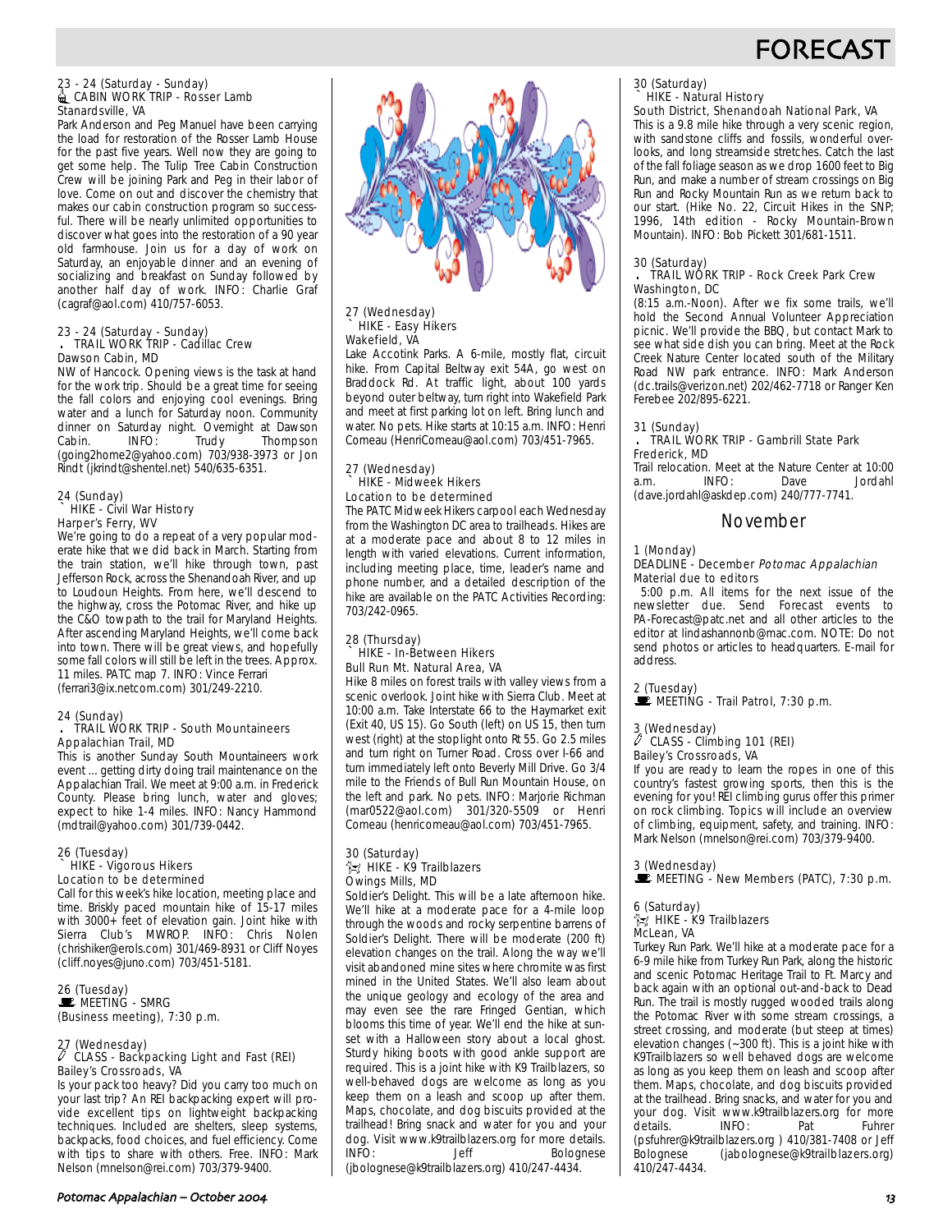# FORECAST

23 - 24 (Saturday - Sunday)
CABIN WORK TRIP - Rosser Lamb
Stanardsville, VA

Park Anderson and Peg Manuel have been carrying the load for restoration of the Rosser Lamb House for the past five years. Well now they are going to get some help. The Tulip Tree Cabin Construction Crew will be joining Park and Peg in their labor of love. Come on out and discover the chemistry that makes our cabin construction program so successful. There will be nearly unlimited opportunities to discover what goes into the restoration of a 90 year old farmhouse. Join us for a day of work on Saturday, an enjoyable dinner and an evening of socializing and breakfast on Sunday followed by another half day of work. INFO: Charlie Graf (cagraf@aol.com) 410/757-6053.

23 - 24 (Saturday - Sunday)
TRAIL WORK TRIP - Cadillac Crew
Dawson Cabin, MD

NW of Hancock. Opening views is the task at hand for the work trip. Should be a great time for seeing the fall colors and enjoying cool evenings. Bring water and a lunch for Saturday noon. Community dinner on Saturday night. Overnight at Dawson Cabin. INFO: Trudy Thompson (going2home2@yahoo.com) 703/938-3973 or Jon Rindt (jkrindt@shentel.net) 540/635-6351.

24 (Sunday)
HIKE - Civil War History
Harper's Ferry, WV

We're going to do a repeat of a very popular moderate hike that we did back in March. Starting from the train station, we'll hike through town, past Jefferson Rock, across the Shenandoah River, and up to Loudoun Heights. From here, we'll descend to the highway, cross the Potomac River, and hike up the C&O towpath to the trail for Maryland Heights. After ascending Maryland Heights, we'll come back into town. There will be great views, and hopefully some fall colors will still be left in the trees. Approx. 11 miles. PATC map 7. INFO: Vince Ferrari (ferrari3@ix.netcom.com) 301/249-2210.

24 (Sunday)
TRAIL WORK TRIP - South Mountaineers
Appalachian Trail, MD

This is another Sunday South Mountaineers work event ... getting dirty doing trail maintenance on the Appalachian Trail. We meet at 9:00 a.m. in Frederick County. Please bring lunch, water and gloves; expect to hike 1-4 miles. INFO: Nancy Hammond (mdtrail@yahoo.com) 301/739-0442.

26 (Tuesday)
HIKE - Vigorous Hikers
Location to be determined

Call for this week's hike location, meeting place and time. Briskly paced mountain hike of 15-17 miles with 3000+ feet of elevation gain. Joint hike with Sierra Club's MWROP. INFO: Chris Nolen (chrishiker@erols.com) 301/469-8931 or Cliff Noyes (cliff.noyes@juno.com) 703/451-5181.

26 (Tuesday)
MEETING - SMRG
(Business meeting), 7:30 p.m.

27 (Wednesday)
CLASS - Backpacking Light and Fast (REI)
Bailey's Crossroads, VA

Is your pack too heavy? Did you carry too much on your last trip? An REI backpacking expert will provide excellent tips on lightweight backpacking techniques. Included are shelters, sleep systems, backpacks, food choices, and fuel efficiency. Come with tips to share with others. Free. INFO: Mark Nelson (mnelson@rei.com) 703/379-9400.

27 (Wednesday)
HIKE - Easy Hikers
Wakefield, VA

Lake Accotink Parks. A 6-mile, mostly flat, circuit hike. From Capital Beltway exit 54A, go west on Braddock Rd. At traffic light, about 100 yards beyond outer beltway, turn right into Wakefield Park and meet at first parking lot on left. Bring lunch and water. No pets. Hike starts at 10:15 a.m. INFO: Henri Comeau (HenriComeau@aol.com) 703/451-7965.

27 (Wednesday)
HIKE - Midweek Hikers
Location to be determined

The PATC Midweek Hikers carpool each Wednesday from the Washington DC area to trailheads. Hikes are at a moderate pace and about 8 to 12 miles in length with varied elevations. Current information, including meeting place, time, leader's name and phone number, and a detailed description of the hike are available on the PATC Activities Recording: 703/242-0965.

28 (Thursday)
HIKE - In-Between Hikers
Bull Run Mt. Natural Area, VA

Hike 8 miles on forest trails with valley views from a scenic overlook. Joint hike with Sierra Club. Meet at 10:00 a.m. Take Interstate 66 to the Haymarket exit (Exit 40, US 15). Go South (left) on US 15, then turn west (right) at the stoplight onto Rt 55. Go 2.5 miles and turn right on Turner Road. Cross over I-66 and turn immediately left onto Beverly Mill Drive. Go 3/4 mile to the Friends of Bull Run Mountain House, on the left and park. No pets. INFO: Marjorie Richman (mar0522@aol.com) 301/320-5509 or Henri Comeau (henricomeau@aol.com) 703/451-7965.

30 (Saturday)
HIKE - K9 Trailblazers
Owings Mills, MD

Soldier's Delight. This will be a late afternoon hike. We'll hike at a moderate pace for a 4-mile loop through the woods and rocky serpentine barrens of Soldier's Delight. There will be moderate (200 ft) elevation changes on the trail. Along the way we'll visit abandoned mine sites where chromite was first mined in the United States. We'll also learn about the unique geology and ecology of the area and may even see the rare Fringed Gentian, which blooms this time of year. We'll end the hike at sunset with a Halloween story about a local ghost. Sturdy hiking boots with good ankle support are required. This is a joint hike with K9 Trailblazers, so well-behaved dogs are welcome as long as you keep them on a leash and scoop up after them. Maps, chocolate, and dog biscuits provided at the trailhead! Bring snack and water for you and your dog. Visit www.k9trailblazers.org for more details. INFO: Jeff Bolognese (jbolognese@k9trailblazers.org) 410/247-4434.

30 (Saturday)
HIKE - Natural History
South District, Shenandoah National Park, VA

This is a 9.8 mile hike through a very scenic region, with sandstone cliffs and fossils, wonderful overlooks, and long streamside stretches. Catch the last of the fall foliage season as we drop 1600 feet to Big Run, and make a number of stream crossings on Big Run and Rocky Mountain Run as we return back to our start. (Hike No. 22, Circuit Hikes in the SNP; 1996, 14th edition - Rocky Mountain-Brown Mountain). INFO: Bob Pickett 301/681-1511.

30 (Saturday)
TRAIL WORK TRIP - Rock Creek Park Crew
Washington, DC

(8:15 a.m.-Noon). After we fix some trails, we'll hold the Second Annual Volunteer Appreciation picnic. We'll provide the BBQ, but contact Mark to see what side dish you can bring. Meet at the Rock Creek Nature Center located south of the Military Road NW park entrance. INFO: Mark Anderson (dc.trails@verizon.net) 202/462-7718 or Ranger Ken Ferebee 202/895-6221.

31 (Sunday)
TRAIL WORK TRIP - Gambrill State Park
Frederick, MD

Trail relocation. Meet at the Nature Center at 10:00 a.m. INFO: Dave Jordahl (dave.jordahl@askdep.com) 240/777-7741.

## November

1 (Monday)
DEADLINE - December *Potomac Appalachian*
Material due to editors

5:00 p.m. All items for the next issue of the newsletter due. Send Forecast events to PA-Forecast@patc.net and all other articles to the editor at lindashannonb@mac.com. NOTE: Do not send photos or articles to headquarters. E-mail for address.

2 (Tuesday)
MEETING - Trail Patrol, 7:30 p.m.

3 (Wednesday)
CLASS - Climbing 101 (REI)
Bailey's Crossroads, VA

If you are ready to learn the ropes in one of this country's fastest growing sports, then this is the evening for you! REI climbing gurus offer this primer on rock climbing. Topics will include an overview of climbing, equipment, safety, and training. INFO: Mark Nelson (mnelson@rei.com) 703/379-9400.

3 (Wednesday)
MEETING - New Members (PATC), 7:30 p.m.

6 (Saturday)
HIKE - K9 Trailblazers
McLean, VA

Turkey Run Park. We'll hike at a moderate pace for a 6-9 mile hike from Turkey Run Park, along the historic and scenic Potomac Heritage Trail to Ft. Marcy and back again with an optional out-and-back to Dead Run. The trail is mostly rugged wooded trails along the Potomac River with some stream crossings, a street crossing, and moderate (but steep at times) elevation changes (~300 ft). This is a joint hike with K9Trailblazers so well behaved dogs are welcome as long as you keep them on leash and scoop after them. Maps, chocolate, and dog biscuits provided at the trailhead. Bring snacks, and water for you and your dog. Visit www.k9trailblazers.org for more details. INFO: Pat Fuhrer (psfuhrer@k9trailblazers.org ) 410/381-7408 or Jeff Bolognese (jabolognese@k9trailblazers.org) 410/247-4434.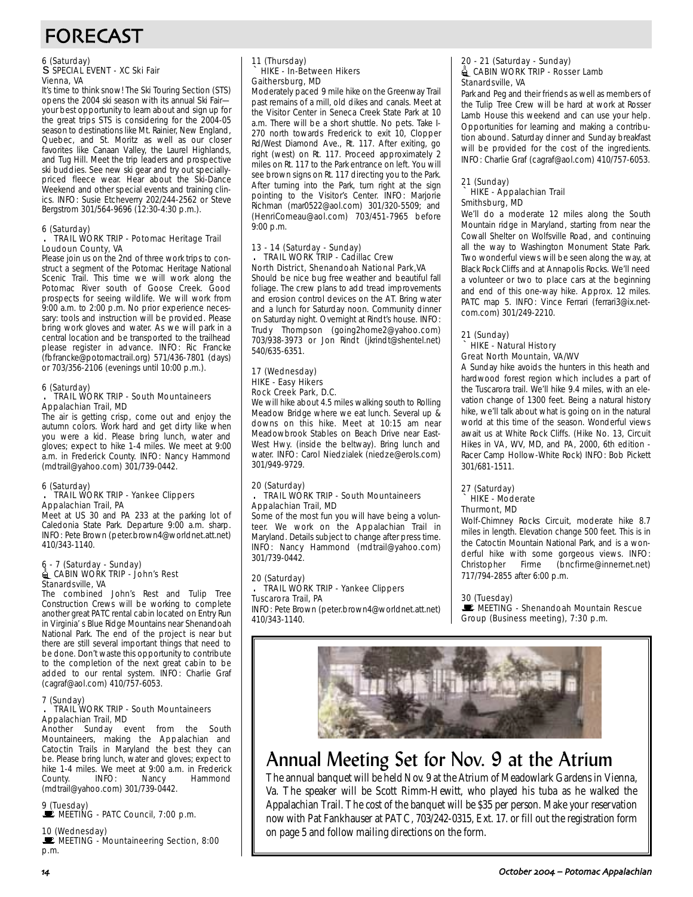# FORECAST

6 (Saturday)
S SPECIAL EVENT - XC Ski Fair
Vienna, VA

It's time to think snow! The Ski Touring Section (STS) opens the 2004 ski season with its annual Ski Fair—your best opportunity to learn about and sign up for the great trips STS is considering for the 2004-05 season to destinations like Mt. Rainier, New England, Quebec, and St. Moritz as well as our closer favorites like Canaan Valley, the Laurel Highlands, and Tug Hill. Meet the trip leaders and prospective ski buddies. See new ski gear and try out specially-priced fleece wear. Hear about the Ski-Dance Weekend and other special events and training clinics. INFO: Susie Etcheverry 202/244-2562 or Steve Bergstrom 301/564-9696 (12:30-4:30 p.m.).

6 (Saturday)
TRAIL WORK TRIP - Potomac Heritage Trail
Loudoun County, VA

Please join us on the 2nd of three work trips to construct a segment of the Potomac Heritage National Scenic Trail. This time we will work along the Potomac River south of Goose Creek. Good prospects for seeing wildlife. We will work from 9:00 a.m. to 2:00 p.m. No prior experience necessary: tools and instruction will be provided. Please bring work gloves and water. As we will park in a central location and be transported to the trailhead please register in advance. INFO: Ric Francke (fbfrancke@potomactrail.org) 571/436-7801 (days) or 703/356-2106 (evenings until 10:00 p.m.).

6 (Saturday)
TRAIL WORK TRIP - South Mountaineers
Appalachian Trail, MD

The air is getting crisp, come out and enjoy the autumn colors. Work hard and get dirty like when you were a kid. Please bring lunch, water and gloves; expect to hike 1-4 miles. We meet at 9:00 a.m. in Frederick County. INFO: Nancy Hammond (mdtrail@yahoo.com) 301/739-0442.

6 (Saturday)
TRAIL WORK TRIP - Yankee Clippers
Appalachian Trail, PA

Meet at US 30 and PA 233 at the parking lot of Caledonia State Park. Departure 9:00 a.m. sharp. INFO: Pete Brown (peter.brown4@worldnet.att.net) 410/343-1140.

6 - 7 (Saturday - Sunday)
CABIN WORK TRIP - John's Rest
Stanardsville, VA

The combined John's Rest and Tulip Tree Construction Crews will be working to complete another great PATC rental cabin located on Entry Run in Virginia's Blue Ridge Mountains near Shenandoah National Park. The end of the project is near but there are still several important things that need to be done. Don't waste this opportunity to contribute to the completion of the next great cabin to be added to our rental system. INFO: Charlie Graf (cagraf@aol.com) 410/757-6053.

7 (Sunday)
TRAIL WORK TRIP - South Mountaineers
Appalachian Trail, MD

Another Sunday event from the South Mountaineers, making the Appalachian and Catoctin Trails in Maryland the best they can be. Please bring lunch, water and gloves; expect to hike 1-4 miles. We meet at 9:00 a.m. in Frederick County. INFO: Nancy Hammond (mdtrail@yahoo.com) 301/739-0442.

9 (Tuesday)
MEETING - PATC Council, 7:00 p.m.

10 (Wednesday)
MEETING - Mountaineering Section, 8:00 p.m.

11 (Thursday)
HIKE - In-Between Hikers
Gaithersburg, MD

Moderately paced 9 mile hike on the Greenway Trail past remains of a mill, old dikes and canals. Meet at the Visitor Center in Seneca Creek State Park at 10 a.m. There will be a short shuttle. No pets. Take I-270 north towards Frederick to exit 10, Clopper Rd/West Diamond Ave., Rt. 117. After exiting, go right (west) on Rt. 117. Proceed approximately 2 miles on Rt. 117 to the Park entrance on left. You will see brown signs on Rt. 117 directing you to the Park. After turning into the Park, turn right at the sign pointing to the Visitor's Center. INFO: Marjorie Richman (mar0522@aol.com) 301/320-5509; and (HenriComeau@aol.com) 703/451-7965 before 9:00 p.m.

13 - 14 (Saturday - Sunday)
TRAIL WORK TRIP - Cadillac Crew
North District, Shenandoah National Park,VA

Should be nice bug free weather and beautiful fall foliage. The crew plans to add tread improvements and erosion control devices on the AT. Bring water and a lunch for Saturday noon. Community dinner on Saturday night. Overnight at Rindt's house. INFO: Trudy Thompson (going2home2@yahoo.com) 703/938-3973 or Jon Rindt (jkrindt@shentel.net) 540/635-6351.

17 (Wednesday)
HIKE - Easy Hikers
Rock Creek Park, D.C.

We will hike about 4.5 miles walking south to Rolling Meadow Bridge where we eat lunch. Several up & downs on this hike. Meet at 10:15 am near Meadowbrook Stables on Beach Drive near East-West Hwy. (inside the beltway). Bring lunch and water. INFO: Carol Niedzialek (niedze@erols.com) 301/949-9729.

20 (Saturday)
TRAIL WORK TRIP - South Mountaineers
Appalachian Trail, MD

Some of the most fun you will have being a volunteer. We work on the Appalachian Trail in Maryland. Details subject to change after press time. INFO: Nancy Hammond (mdtrail@yahoo.com) 301/739-0442.

20 (Saturday)
TRAIL WORK TRIP - Yankee Clippers
Tuscarora Trail, PA

INFO: Pete Brown (peter.brown4@worldnet.att.net) 410/343-1140.

20 - 21 (Saturday - Sunday)
CABIN WORK TRIP - Rosser Lamb
Stanardsville, VA

Park and Peg and their friends as well as members of the Tulip Tree Crew will be hard at work at Rosser Lamb House this weekend and can use your help. Opportunities for learning and making a contribution abound. Saturday dinner and Sunday breakfast will be provided for the cost of the ingredients. INFO: Charlie Graf (cagraf@aol.com) 410/757-6053.

21 (Sunday)
HIKE - Appalachian Trail
Smithsburg, MD

We'll do a moderate 12 miles along the South Mountain ridge in Maryland, starting from near the Cowall Shelter on Wolfsville Road, and continuing all the way to Washington Monument State Park. Two wonderful views will be seen along the way, at Black Rock Cliffs and at Annapolis Rocks. We'll need a volunteer or two to place cars at the beginning and end of this one-way hike. Approx. 12 miles. PATC map 5. INFO: Vince Ferrari (ferrari3@ix.netcom.com) 301/249-2210.

21 (Sunday)
HIKE - Natural History
Great North Mountain, VA/WV

A Sunday hike avoids the hunters in this heath and hardwood forest region which includes a part of the Tuscarora trail. We'll hike 9.4 miles, with an elevation change of 1300 feet. Being a natural history hike, we'll talk about what is going on in the natural world at this time of the season. Wonderful views await us at White Rock Cliffs. (Hike No. 13, Circuit Hikes in VA, WV, MD, and PA, 2000, 6th edition - Racer Camp Hollow-White Rock) INFO: Bob Pickett 301/681-1511.

27 (Saturday)
HIKE - Moderate
Thurmont, MD

Wolf-Chimney Rocks Circuit, moderate hike 8.7 miles in length. Elevation change 500 feet. This is in the Catoctin Mountain National Park, and is a wonderful hike with some gorgeous views. INFO: Christopher Firme (bncfirme@innernet.net) 717/794-2855 after 6:00 p.m.

30 (Tuesday)
MEETING - Shenandoah Mountain Rescue Group (Business meeting), 7:30 p.m.

## Annual Meeting Set for Nov. 9 at the Atrium

The annual banquet will be held Nov. 9 at the Atrium of Meadowlark Gardens in Vienna, Va. The speaker will be Scott Rimm-Hewitt, who played his tuba as he walked the Appalachian Trail. The cost of the banquet will be $35 per person. Make your reservation now with Pat Fankhauser at PATC, 703/242-0315, Ext. 17. or fill out the registration form on page 5 and follow mailing directions on the form.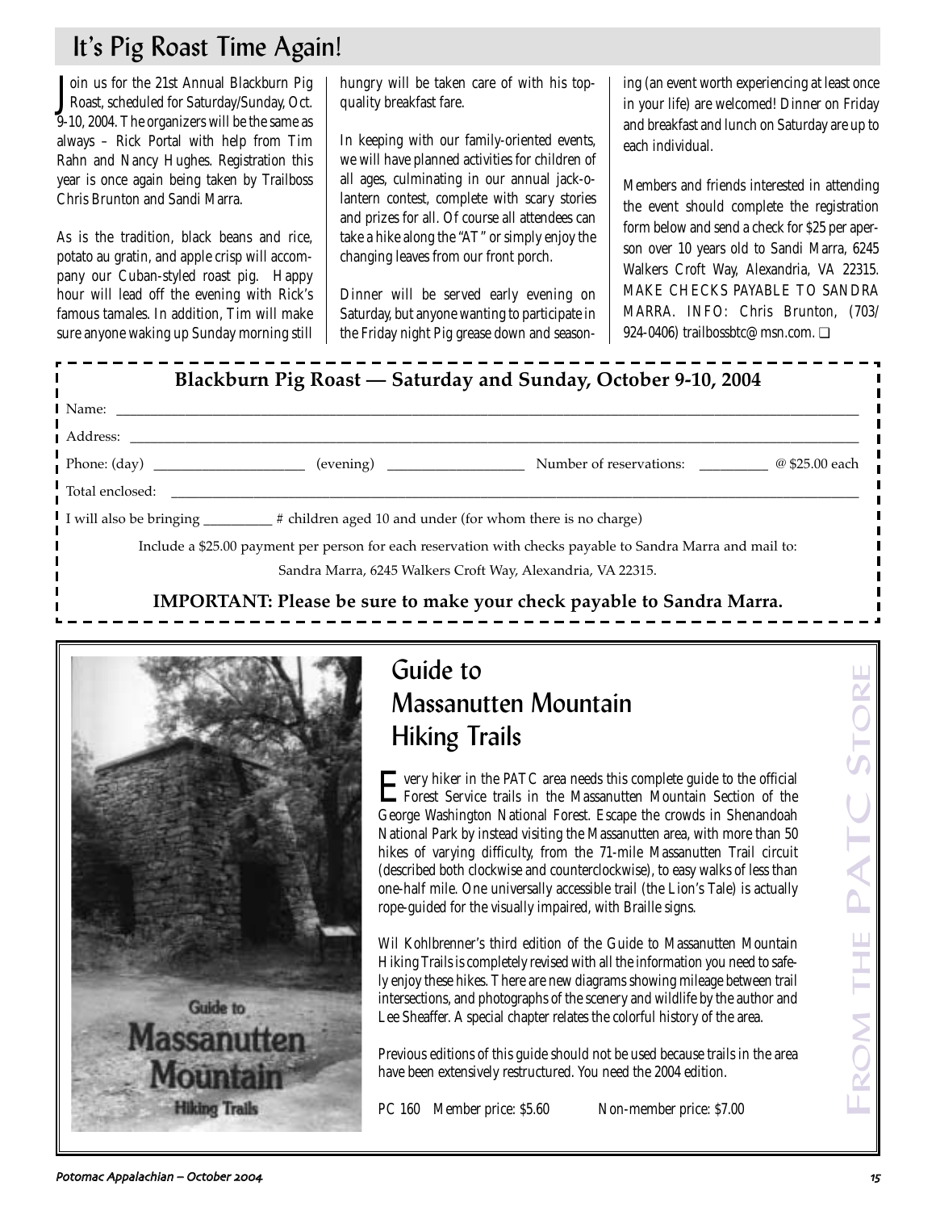## It's Pig Roast Time Again!

Join us for the 21st Annual Blackburn Pig Roast, scheduled for Saturday/Sunday, Oct. 9-10, 2004. The organizers will be the same as always – Rick Portal with help from Tim Rahn and Nancy Hughes. Registration this year is once again being taken by Trailboss Chris Brunton and Sandi Marra.

As is the tradition, black beans and rice, potato au gratin, and apple crisp will accompany our Cuban-styled roast pig. Happy hour will lead off the evening with Rick's famous tamales. In addition, Tim will make sure anyone waking up Sunday morning still hungry will be taken care of with his top-quality breakfast fare.

In keeping with our family-oriented events, we will have planned activities for children of all ages, culminating in our annual jack-o-lantern contest, complete with scary stories and prizes for all. Of course all attendees can take a hike along the "AT" or simply enjoy the changing leaves from our front porch.

Dinner will be served early evening on Saturday, but anyone wanting to participate in the Friday night Pig grease down and seasoning (an event worth experiencing at least once in your life) are welcomed! Dinner on Friday and breakfast and lunch on Saturday are up to each individual.

Members and friends interested in attending the event should complete the registration form below and send a check for $25 per aperson over 10 years old to Sandi Marra, 6245 Walkers Croft Way, Alexandria, VA 22315. MAKE CHECKS PAYABLE TO SANDRA MARRA. INFO: Chris Brunton, (703/ 924-0406) trailbossbtc@msn.com. ❑

---

**Blackburn Pig Roast — Saturday and Sunday, October 9-10, 2004**

Name: ______________________________

Address: ______________________________

Phone: (day) ____________ (evening) ____________ Number of reservations: ________ @ $25.00 each

Total enclosed: ______________________________

I will also be bringing ________ # children aged 10 and under (for whom there is no charge)

Include a $25.00 payment per person for each reservation with checks payable to Sandra Marra and mail to:

Sandra Marra, 6245 Walkers Croft Way, Alexandria, VA 22315.

**IMPORTANT: Please be sure to make your check payable to Sandra Marra.**

---

## From the PATC Store

## Guide to Massanutten Mountain Hiking Trails

Every hiker in the PATC area needs this complete guide to the official Forest Service trails in the Massanutten Mountain Section of the George Washington National Forest. Escape the crowds in Shenandoah National Park by instead visiting the Massanutten area, with more than 50 hikes of varying difficulty, from the 71-mile Massanutten Trail circuit (described both clockwise and counterclockwise), to easy walks of less than one-half mile. One universally accessible trail (the Lion's Tale) is actually rope-guided for the visually impaired, with Braille signs.

Wil Kohlbrenner's third edition of the Guide to Massanutten Mountain Hiking Trails is completely revised with all the information you need to safely enjoy these hikes. There are new diagrams showing mileage between trail intersections, and photographs of the scenery and wildlife by the author and Lee Sheaffer. A special chapter relates the colorful history of the area.

Previous editions of this guide should not be used because trails in the area have been extensively restructured. You need the 2004 edition.

PC 160 Member price: $5.60 Non-member price: $7.00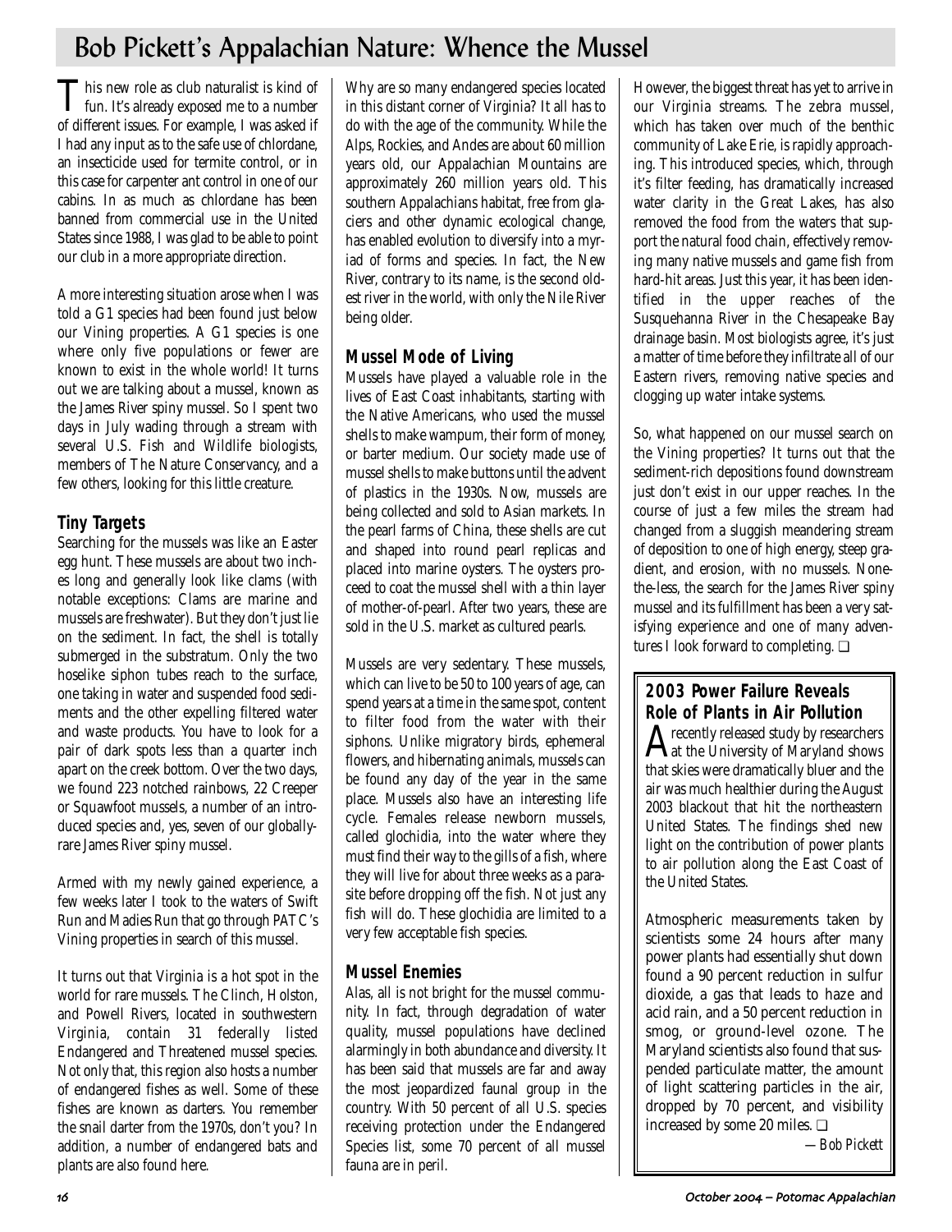# Bob Pickett's Appalachian Nature: Whence the Mussel

This new role as club naturalist is kind of fun. It's already exposed me to a number of different issues. For example, I was asked if I had any input as to the safe use of chlordane, an insecticide used for termite control, or in this case for carpenter ant control in one of our cabins. In as much as chlordane has been banned from commercial use in the United States since 1988, I was glad to be able to point our club in a more appropriate direction.

A more interesting situation arose when I was told a G1 species had been found just below our Vining properties. A G1 species is one where only five populations or fewer are known to exist in the whole world! It turns out we are talking about a mussel, known as the James River spiny mussel. So I spent two days in July wading through a stream with several U.S. Fish and Wildlife biologists, members of The Nature Conservancy, and a few others, looking for this little creature.

## Tiny Targets

Searching for the mussels was like an Easter egg hunt. These mussels are about two inches long and generally look like clams (with notable exceptions: Clams are marine and mussels are freshwater). But they don't just lie on the sediment. In fact, the shell is totally submerged in the substratum. Only the two hoselike siphon tubes reach to the surface, one taking in water and suspended food sediments and the other expelling filtered water and waste products. You have to look for a pair of dark spots less than a quarter inch apart on the creek bottom. Over the two days, we found 223 notched rainbows, 22 Creeper or Squawfoot mussels, a number of an introduced species and, yes, seven of our globally-rare James River spiny mussel.

Armed with my newly gained experience, a few weeks later I took to the waters of Swift Run and Madies Run that go through PATC's Vining properties in search of this mussel.

It turns out that Virginia is a hot spot in the world for rare mussels. The Clinch, Holston, and Powell Rivers, located in southwestern Virginia, contain 31 federally listed Endangered and Threatened mussel species. Not only that, this region also hosts a number of endangered fishes as well. Some of these fishes are known as darters. You remember the snail darter from the 1970s, don't you? In addition, a number of endangered bats and plants are also found here.

Why are so many endangered species located in this distant corner of Virginia? It all has to do with the age of the community. While the Alps, Rockies, and Andes are about 60 million years old, our Appalachian Mountains are approximately 260 million years old. This southern Appalachians habitat, free from glaciers and other dynamic ecological change, has enabled evolution to diversify into a myriad of forms and species. In fact, the New River, contrary to its name, is the second oldest river in the world, with only the Nile River being older.

## Mussel Mode of Living

Mussels have played a valuable role in the lives of East Coast inhabitants, starting with the Native Americans, who used the mussel shells to make wampum, their form of money, or barter medium. Our society made use of mussel shells to make buttons until the advent of plastics in the 1930s. Now, mussels are being collected and sold to Asian markets. In the pearl farms of China, these shells are cut and shaped into round pearl replicas and placed into marine oysters. The oysters proceed to coat the mussel shell with a thin layer of mother-of-pearl. After two years, these are sold in the U.S. market as cultured pearls.

Mussels are very sedentary. These mussels, which can live to be 50 to 100 years of age, can spend years at a time in the same spot, content to filter food from the water with their siphons. Unlike migratory birds, ephemeral flowers, and hibernating animals, mussels can be found any day of the year in the same place. Mussels also have an interesting life cycle. Females release newborn mussels, called glochidia, into the water where they must find their way to the gills of a fish, where they will live for about three weeks as a parasite before dropping off the fish. Not just any fish will do. These glochidia are limited to a very few acceptable fish species.

## Mussel Enemies

Alas, all is not bright for the mussel community. In fact, through degradation of water quality, mussel populations have declined alarmingly in both abundance and diversity. It has been said that mussels are far and away the most jeopardized faunal group in the country. With 50 percent of all U.S. species receiving protection under the Endangered Species list, some 70 percent of all mussel fauna are in peril.

However, the biggest threat has yet to arrive in our Virginia streams. The zebra mussel, which has taken over much of the benthic community of Lake Erie, is rapidly approaching. This introduced species, which, through it's filter feeding, has dramatically increased water clarity in the Great Lakes, has also removed the food from the waters that support the natural food chain, effectively removing many native mussels and game fish from hard-hit areas. Just this year, it has been identified in the upper reaches of the Susquehanna River in the Chesapeake Bay drainage basin. Most biologists agree, it's just a matter of time before they infiltrate all of our Eastern rivers, removing native species and clogging up water intake systems.

So, what happened on our mussel search on the Vining properties? It turns out that the sediment-rich depositions found downstream just don't exist in our upper reaches. In the course of just a few miles the stream had changed from a sluggish meandering stream of deposition to one of high energy, steep gradient, and erosion, with no mussels. None-the-less, the search for the James River spiny mussel and its fulfillment has been a very satisfying experience and one of many adventures I look forward to completing. ❑

## 2003 Power Failure Reveals Role of Plants in Air Pollution

A recently released study by researchers at the University of Maryland shows that skies were dramatically bluer and the air was much healthier during the August 2003 blackout that hit the northeastern United States. The findings shed new light on the contribution of power plants to air pollution along the East Coast of the United States.

Atmospheric measurements taken by scientists some 24 hours after many power plants had essentially shut down found a 90 percent reduction in sulfur dioxide, a gas that leads to haze and acid rain, and a 50 percent reduction in smog, or ground-level ozone. The Maryland scientists also found that suspended particulate matter, the amount of light scattering particles in the air, dropped by 70 percent, and visibility increased by some 20 miles. ❑

*—Bob Pickett*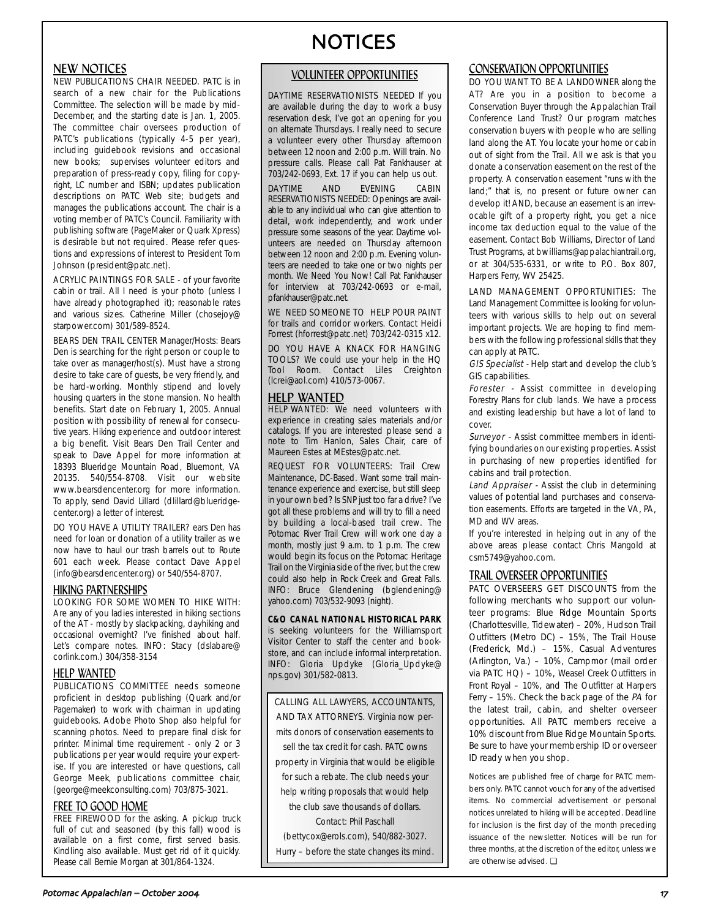# NOTICES

## NEW NOTICES

NEW PUBLICATIONS CHAIR NEEDED. PATC is in search of a new chair for the Publications Committee. The selection will be made by mid-December, and the starting date is Jan. 1, 2005. The committee chair oversees production of PATC's publications (typically 4-5 per year), including guidebook revisions and occasional new books; supervises volunteer editors and preparation of press-ready copy, filing for copyright, LC number and ISBN; updates publication descriptions on PATC Web site; budgets and manages the publications account. The chair is a voting member of PATC's Council. Familiarity with publishing software (PageMaker or Quark Xpress) is desirable but not required. Please refer questions and expressions of interest to President Tom Johnson (president@patc.net).

ACRYLIC PAINTINGS FOR SALE - of your favorite cabin or trail. All I need is your photo (unless I have already photographed it); reasonable rates and various sizes. Catherine Miller (chosejoy@starpower.com) 301/589-8524.

BEARS DEN TRAIL CENTER Manager/Hosts: Bears Den is searching for the right person or couple to take over as manager/host(s). Must have a strong desire to take care of guests, be very friendly, and be hard-working. Monthly stipend and lovely housing quarters in the stone mansion. No health benefits. Start date on February 1, 2005. Annual position with possibility of renewal for consecutive years. Hiking experience and outdoor interest a big benefit. Visit Bears Den Trail Center and speak to Dave Appel for more information at 18393 Blueridge Mountain Road, Bluemont, VA 20135. 540/554-8708. Visit our website www.bearsdencenter.org for more information. To apply, send David Lillard (dlillard@blueridgecenter.org) a letter of interest.

DO YOU HAVE A UTILITY TRAILER? ears Den has need for loan or donation of a utility trailer as we now have to haul our trash barrels out to Route 601 each week. Please contact Dave Appel (info@bearsdencenter.org) or 540/554-8707.

## HIKING PARTNERSHIPS

LOOKING FOR SOME WOMEN TO HIKE WITH: Are any of you ladies interested in hiking sections of the AT - mostly by slackpacking, dayhiking and occasional overnight? I've finished about half. Let's compare notes. INFO: Stacy (dslabare@corlink.com.) 304/358-3154

## HELP WANTED

PUBLICATIONS COMMITTEE needs someone proficient in desktop publishing (Quark and/or Pagemaker) to work with chairman in updating guidebooks. Adobe Photo Shop also helpful for scanning photos. Need to prepare final disk for printer. Minimal time requirement - only 2 or 3 publications per year would require your expertise. If you are interested or have questions, call George Meek, publications committee chair, (george@meekconsulting.com) 703/875-3021.

## FREE TO GOOD HOME

FREE FIREWOOD for the asking. A pickup truck full of cut and seasoned (by this fall) wood is available on a first come, first served basis. Kindling also available. Must get rid of it quickly. Please call Bernie Morgan at 301/864-1324.

## VOLUNTEER OPPORTUNITIES

DAYTIME RESERVATIONISTS NEEDED If you are available during the day to work a busy reservation desk, I've got an opening for you on alternate Thursdays. I really need to secure a volunteer every other Thursday afternoon between 12 noon and 2:00 p.m. Will train. No pressure calls. Please call Pat Fankhauser at 703/242-0693, Ext. 17 if you can help us out.

DAYTIME AND EVENING CABIN RESERVATIONISTS NEEDED: Openings are available to any individual who can give attention to detail, work independently, and work under pressure some seasons of the year. Daytime volunteers are needed on Thursday afternoon between 12 noon and 2:00 p.m. Evening volunteers are needed to take one or two nights per month. We Need You Now! Call Pat Fankhauser for interview at 703/242-0693 or e-mail, pfankhauser@patc.net.

WE NEED SOMEONE TO HELP POUR PAINT for trails and corridor workers. Contact Heidi Forrest (hforrest@patc.net) 703/242-0315 x12.

DO YOU HAVE A KNACK FOR HANGING TOOLS? We could use your help in the HQ Tool Room. Contact Liles Creighton (lcrei@aol.com) 410/573-0067.

## HELP WANTED

HELP WANTED: We need volunteers with experience in creating sales materials and/or catalogs. If you are interested please send a note to Tim Hanlon, Sales Chair, care of Maureen Estes at MEstes@patc.net.

REQUEST FOR VOLUNTEERS: Trail Crew Maintenance, DC-Based. Want some trail maintenance experience and exercise, but still sleep in your own bed? Is SNP just too far a drive? I've got all these problems and will try to fill a need by building a local-based trail crew. The Potomac River Trail Crew will work one day a month, mostly just 9 a.m. to 1 p.m. The crew would begin its focus on the Potomac Heritage Trail on the Virginia side of the river, but the crew could also help in Rock Creek and Great Falls. INFO: Bruce Glendening (bglendening@yahoo.com) 703/532-9093 (night).

**C&O CANAL NATIONAL HISTORICAL PARK** is seeking volunteers for the Williamsport Visitor Center to staff the center and bookstore, and can include informal interpretation. INFO: Gloria Updyke (Gloria_Updyke@nps.gov) 301/582-0813.

CALLING ALL LAWYERS, ACCOUNTANTS, AND TAX ATTORNEYS. Virginia now permits donors of conservation easements to sell the tax credit for cash. PATC owns property in Virginia that would be eligible for such a rebate. The club needs your help writing proposals that would help the club save thousands of dollars. Contact: Phil Paschall (bettycox@erols.com), 540/882-3027. Hurry – before the state changes its mind.

## CONSERVATION OPPORTUNITIES

DO YOU WANT TO BE A LANDOWNER along the AT? Are you in a position to become a Conservation Buyer through the Appalachian Trail Conference Land Trust? Our program matches conservation buyers with people who are selling land along the AT. You locate your home or cabin out of sight from the Trail. All we ask is that you donate a conservation easement on the rest of the property. A conservation easement "runs with the land;" that is, no present or future owner can develop it! AND, because an easement is an irrevocable gift of a property right, you get a nice income tax deduction equal to the value of the easement. Contact Bob Williams, Director of Land Trust Programs, at bwilliams@appalachiantrail.org, or at 304/535-6331, or write to P.O. Box 807, Harpers Ferry, WV 25425.

LAND MANAGEMENT OPPORTUNITIES: The Land Management Committee is looking for volunteers with various skills to help out on several important projects. We are hoping to find members with the following professional skills that they can apply at PATC.

*GIS Specialist* - Help start and develop the club's GIS capabilities.

*Forester* - Assist committee in developing Forestry Plans for club lands. We have a process and existing leadership but have a lot of land to cover.

*Surveyor* - Assist committee members in identifying boundaries on our existing properties. Assist in purchasing of new properties identified for cabins and trail protection.

*Land Appraiser* - Assist the club in determining values of potential land purchases and conservation easements. Efforts are targeted in the VA, PA, MD and WV areas.

If you're interested in helping out in any of the above areas please contact Chris Mangold at csm5749@yahoo.com.

## TRAIL OVERSEER OPPORTUNITIES

PATC OVERSEERS GET DISCOUNTS from the following merchants who support our volunteer programs: Blue Ridge Mountain Sports (Charlottesville, Tidewater) – 20%, Hudson Trail Outfitters (Metro DC) – 15%, The Trail House (Frederick, Md.) – 15%, Casual Adventures (Arlington, Va.) – 10%, Campmor (mail order via PATC HQ) – 10%, Weasel Creek Outfitters in Front Royal – 10%, and The Outfitter at Harpers Ferry – 15%. Check the back page of the *PA* for the latest trail, cabin, and shelter overseer opportunities. All PATC members receive a 10% discount from Blue Ridge Mountain Sports. Be sure to have your membership ID or overseer ID ready when you shop.

Notices are published free of charge for PATC members only. PATC cannot vouch for any of the advertised items. No commercial advertisement or personal notices unrelated to hiking will be accepted. Deadline for inclusion is the first day of the month preceding issuance of the newsletter. Notices will be run for three months, at the discretion of the editor, unless we are otherwise advised. ❑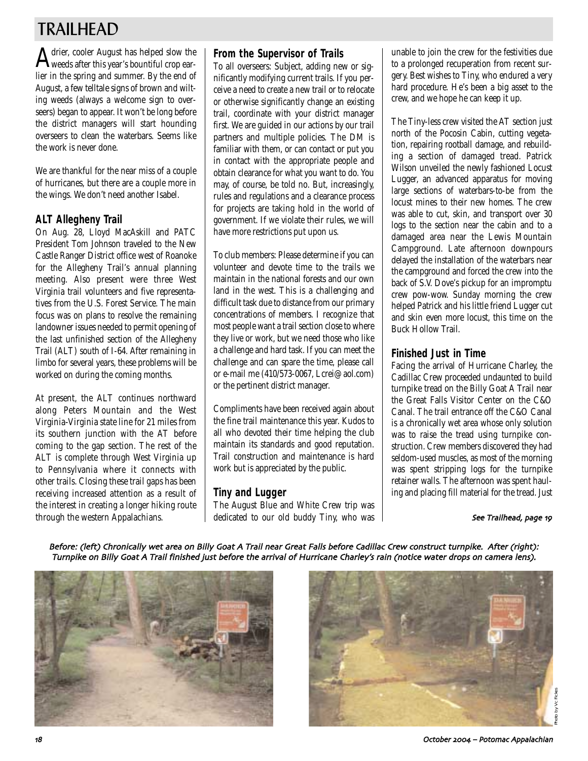# TRAILHEAD

A drier, cooler August has helped slow the weeds after this year's bountiful crop earlier in the spring and summer. By the end of August, a few telltale signs of brown and wilting weeds (always a welcome sign to overseers) began to appear. It won't be long before the district managers will start hounding overseers to clean the waterbars. Seems like the work is never done.

We are thankful for the near miss of a couple of hurricanes, but there are a couple more in the wings. We don't need another Isabel.

## ALT Allegheny Trail

On Aug. 28, Lloyd MacAskill and PATC President Tom Johnson traveled to the New Castle Ranger District office west of Roanoke for the Allegheny Trail's annual planning meeting. Also present were three West Virginia trail volunteers and five representatives from the U.S. Forest Service. The main focus was on plans to resolve the remaining landowner issues needed to permit opening of the last unfinished section of the Allegheny Trail (ALT) south of I-64. After remaining in limbo for several years, these problems will be worked on during the coming months.

At present, the ALT continues northward along Peters Mountain and the West Virginia-Virginia state line for 21 miles from its southern junction with the AT before coming to the gap section. The rest of the ALT is complete through West Virginia up to Pennsylvania where it connects with other trails. Closing these trail gaps has been receiving increased attention as a result of the interest in creating a longer hiking route through the western Appalachians.

## From the Supervisor of Trails

To all overseers: Subject, adding new or significantly modifying current trails. If you perceive a need to create a new trail or to relocate or otherwise significantly change an existing trail, coordinate with your district manager first. We are guided in our actions by our trail partners and multiple policies. The DM is familiar with them, or can contact or put you in contact with the appropriate people and obtain clearance for what you want to do. You may, of course, be told no. But, increasingly, rules and regulations and a clearance process for projects are taking hold in the world of government. If we violate their rules, we will have more restrictions put upon us.

To club members: Please determine if you can volunteer and devote time to the trails we maintain in the national forests and our own land in the west. This is a challenging and difficult task due to distance from our primary concentrations of members. I recognize that most people want a trail section close to where they live or work, but we need those who like a challenge and hard task. If you can meet the challenge and can spare the time, please call or e-mail me (410/573-0067, Lcrei@aol.com) or the pertinent district manager.

Compliments have been received again about the fine trail maintenance this year. Kudos to all who devoted their time helping the club maintain its standards and good reputation. Trail construction and maintenance is hard work but is appreciated by the public.

## Tiny and Lugger

The August Blue and White Crew trip was dedicated to our old buddy Tiny, who was unable to join the crew for the festivities due to a prolonged recuperation from recent surgery. Best wishes to Tiny, who endured a very hard procedure. He's been a big asset to the crew, and we hope he can keep it up.

The Tiny-less crew visited the AT section just north of the Pocosin Cabin, cutting vegetation, repairing rootball damage, and rebuilding a section of damaged tread. Patrick Wilson unveiled the newly fashioned Locust Lugger, an advanced apparatus for moving large sections of waterbars-to-be from the locust mines to their new homes. The crew was able to cut, skin, and transport over 30 logs to the section near the cabin and to a damaged area near the Lewis Mountain Campground. Late afternoon downpours delayed the installation of the waterbars near the campground and forced the crew into the back of S.V. Dove's pickup for an impromptu crew pow-wow. Sunday morning the crew helped Patrick and his little friend Lugger cut and skin even more locust, this time on the Buck Hollow Trail.

## Finished Just in Time

Facing the arrival of Hurricane Charley, the Cadillac Crew proceeded undaunted to build turnpike tread on the Billy Goat A Trail near the Great Falls Visitor Center on the C&O Canal. The trail entrance off the C&O Canal is a chronically wet area whose only solution was to raise the tread using turnpike construction. Crew members discovered they had seldom-used muscles, as most of the morning was spent stripping logs for the turnpike retainer walls. The afternoon was spent hauling and placing fill material for the tread. Just

*See Trailhead, page 19*

*Before: (left) Chronically wet area on Billy Goat A Trail near Great Falls before Cadillac Crew construct turnpike. After (right): Turnpike on Billy Goat A Trail finished just before the arrival of Hurricane Charley's rain (notice water drops on camera lens).*

Photo by Vic Fickes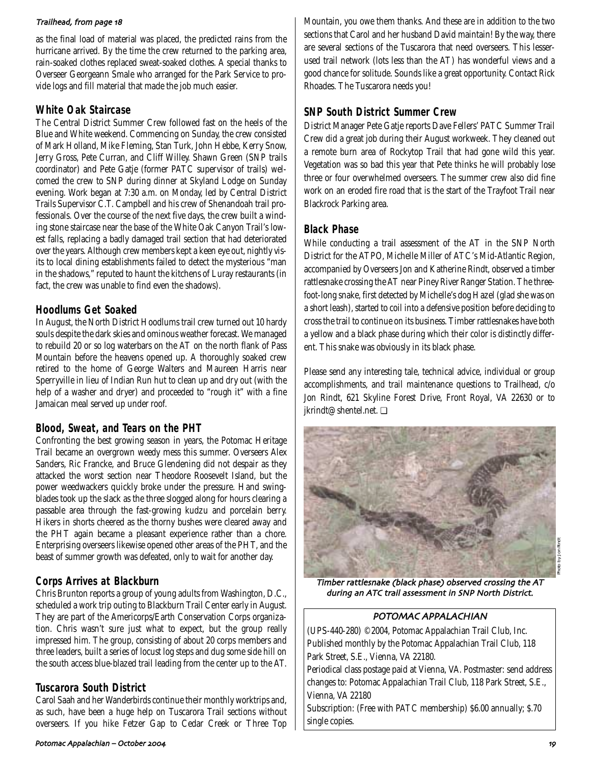*Trailhead, from page 18*

as the final load of material was placed, the predicted rains from the hurricane arrived. By the time the crew returned to the parking area, rain-soaked clothes replaced sweat-soaked clothes. A special thanks to Overseer Georgeann Smale who arranged for the Park Service to provide logs and fill material that made the job much easier.

## White Oak Staircase

The Central District Summer Crew followed fast on the heels of the Blue and White weekend. Commencing on Sunday, the crew consisted of Mark Holland, Mike Fleming, Stan Turk, John Hebbe, Kerry Snow, Jerry Gross, Pete Curran, and Cliff Willey. Shawn Green (SNP trails coordinator) and Pete Gatje (former PATC supervisor of trails) welcomed the crew to SNP during dinner at Skyland Lodge on Sunday evening. Work began at 7:30 a.m. on Monday, led by Central District Trails Supervisor C.T. Campbell and his crew of Shenandoah trail professionals. Over the course of the next five days, the crew built a winding stone staircase near the base of the White Oak Canyon Trail's lowest falls, replacing a badly damaged trail section that had deteriorated over the years. Although crew members kept a keen eye out, nightly visits to local dining establishments failed to detect the mysterious "man in the shadows," reputed to haunt the kitchens of Luray restaurants (in fact, the crew was unable to find even the shadows).

## Hoodlums Get Soaked

In August, the North District Hoodlums trail crew turned out 10 hardy souls despite the dark skies and ominous weather forecast. We managed to rebuild 20 or so log waterbars on the AT on the north flank of Pass Mountain before the heavens opened up. A thoroughly soaked crew retired to the home of George Walters and Maureen Harris near Sperryville in lieu of Indian Run hut to clean up and dry out (with the help of a washer and dryer) and proceeded to "rough it" with a fine Jamaican meal served up under roof.

## Blood, Sweat, and Tears on the PHT

Confronting the best growing season in years, the Potomac Heritage Trail became an overgrown weedy mess this summer. Overseers Alex Sanders, Ric Francke, and Bruce Glendening did not despair as they attacked the worst section near Theodore Roosevelt Island, but the power weedwackers quickly broke under the pressure. Hand swingblades took up the slack as the three slogged along for hours clearing a passable area through the fast-growing kudzu and porcelain berry. Hikers in shorts cheered as the thorny bushes were cleared away and the PHT again became a pleasant experience rather than a chore. Enterprising overseers likewise opened other areas of the PHT, and the beast of summer growth was defeated, only to wait for another day.

## Corps Arrives at Blackburn

Chris Brunton reports a group of young adults from Washington, D.C., scheduled a work trip outing to Blackburn Trail Center early in August. They are part of the Americorps/Earth Conservation Corps organization. Chris wasn't sure just what to expect, but the group really impressed him. The group, consisting of about 20 corps members and three leaders, built a series of locust log steps and dug some side hill on the south access blue-blazed trail leading from the center up to the AT.

## Tuscarora South District

Carol Saah and her Wanderbirds continue their monthly worktrips and, as such, have been a huge help on Tuscarora Trail sections without overseers. If you hike Fetzer Gap to Cedar Creek or Three Top Mountain, you owe them thanks. And these are in addition to the two sections that Carol and her husband David maintain! By the way, there are several sections of the Tuscarora that need overseers. This lesser-used trail network (lots less than the AT) has wonderful views and a good chance for solitude. Sounds like a great opportunity. Contact Rick Rhoades. The Tuscarora needs you!

## SNP South District Summer Crew

District Manager Pete Gatje reports Dave Fellers' PATC Summer Trail Crew did a great job during their August workweek. They cleaned out a remote burn area of Rockytop Trail that had gone wild this year. Vegetation was so bad this year that Pete thinks he will probably lose three or four overwhelmed overseers. The summer crew also did fine work on an eroded fire road that is the start of the Trayfoot Trail near Blackrock Parking area.

## Black Phase

While conducting a trail assessment of the AT in the SNP North District for the ATPO, Michelle Miller of ATC's Mid-Atlantic Region, accompanied by Overseers Jon and Katherine Rindt, observed a timber rattlesnake crossing the AT near Piney River Ranger Station. The three-foot-long snake, first detected by Michelle's dog Hazel (glad she was on a short leash), started to coil into a defensive position before deciding to cross the trail to continue on its business. Timber rattlesnakes have both a yellow and a black phase during which their color is distinctly different. This snake was obviously in its black phase.

Please send any interesting tale, technical advice, individual or group accomplishments, and trail maintenance questions to Trailhead, c/o Jon Rindt, 621 Skyline Forest Drive, Front Royal, VA 22630 or to jkrindt@shentel.net. ❑

Photo by Jon Rindt

*Timber rattlesnake (black phase) observed crossing the AT during an ATC trail assessment in SNP North District.*

### POTOMAC APPALACHIAN

(UPS-440-280) ©2004, Potomac Appalachian Trail Club, Inc. Published monthly by the Potomac Appalachian Trail Club, 118 Park Street, S.E., Vienna, VA 22180.

Periodical class postage paid at Vienna, VA. Postmaster: send address changes to: Potomac Appalachian Trail Club, 118 Park Street, S.E., Vienna, VA 22180

Subscription: (Free with PATC membership) $6.00 annually; $.70 single copies.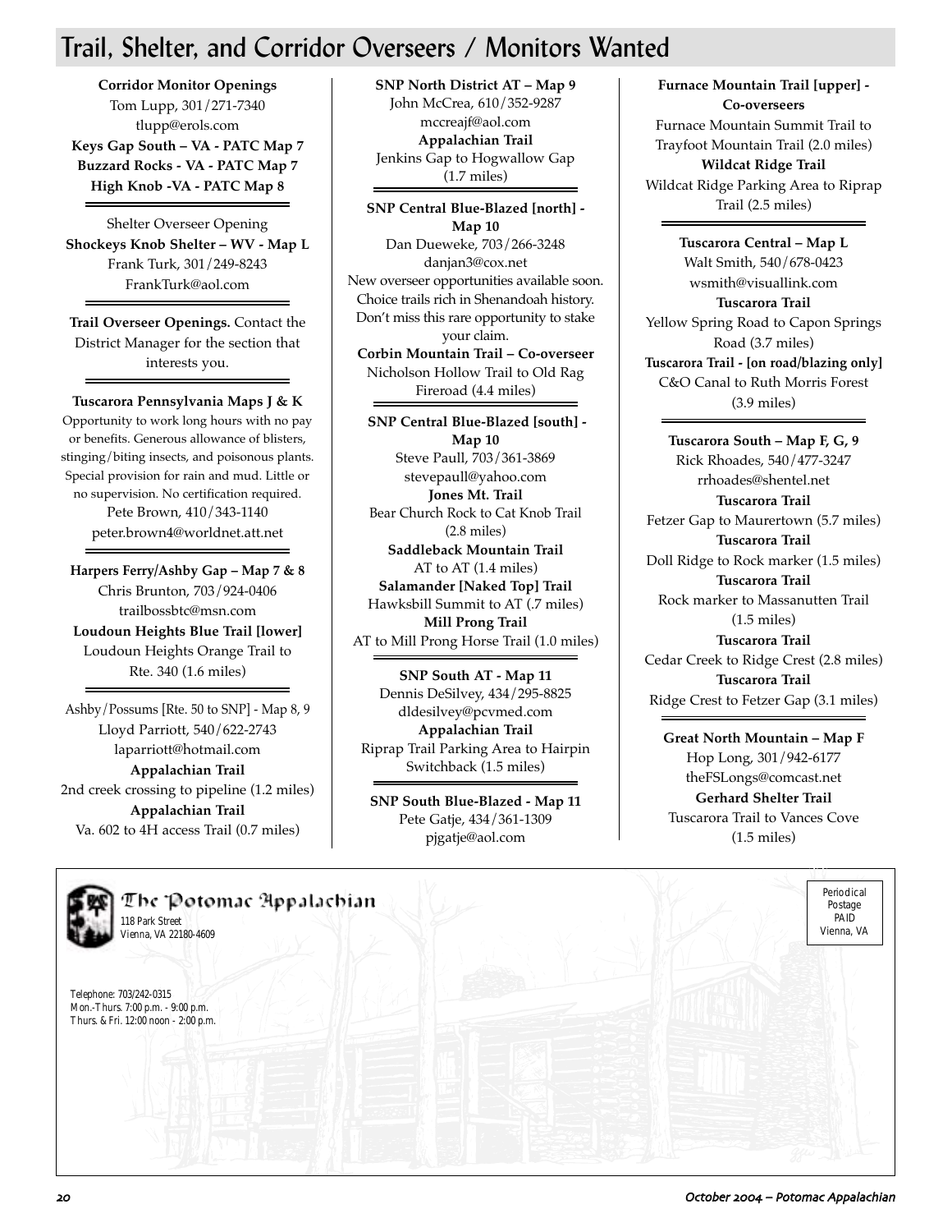# Trail, Shelter, and Corridor Overseers / Monitors Wanted

**Corridor Monitor Openings**
Tom Lupp, 301/271-7340
tlupp@erols.com
**Keys Gap South – VA - PATC Map 7**
**Buzzard Rocks - VA - PATC Map 7**
**High Knob -VA - PATC Map 8**

Shelter Overseer Opening
**Shockeys Knob Shelter – WV - Map L**
Frank Turk, 301/249-8243
FrankTurk@aol.com

**Trail Overseer Openings.** Contact the District Manager for the section that interests you.

**Tuscarora Pennsylvania Maps J & K**
Opportunity to work long hours with no pay or benefits. Generous allowance of blisters, stinging/biting insects, and poisonous plants. Special provision for rain and mud. Little or no supervision. No certification required.
Pete Brown, 410/343-1140
peter.brown4@worldnet.att.net

**Harpers Ferry/Ashby Gap – Map 7 & 8**
Chris Brunton, 703/924-0406
trailbossbtc@msn.com
**Loudoun Heights Blue Trail [lower]**
Loudoun Heights Orange Trail to Rte. 340 (1.6 miles)

Ashby/Possums [Rte. 50 to SNP] - Map 8, 9
Lloyd Parriott, 540/622-2743
laparriott@hotmail.com
**Appalachian Trail**
2nd creek crossing to pipeline (1.2 miles)
**Appalachian Trail**
Va. 602 to 4H access Trail (0.7 miles)

**SNP North District AT – Map 9**
John McCrea, 610/352-9287
mccreajf@aol.com
**Appalachian Trail**
Jenkins Gap to Hogwallow Gap (1.7 miles)

**SNP Central Blue-Blazed [north] - Map 10**
Dan Dueweke, 703/266-3248
danjan3@cox.net
New overseer opportunities available soon. Choice trails rich in Shenandoah history. Don't miss this rare opportunity to stake your claim.
**Corbin Mountain Trail – Co-overseer**
Nicholson Hollow Trail to Old Rag Fireroad (4.4 miles)

**SNP Central Blue-Blazed [south] - Map 10**
Steve Paull, 703/361-3869
stevepaull@yahoo.com
**Jones Mt. Trail**
Bear Church Rock to Cat Knob Trail (2.8 miles)
**Saddleback Mountain Trail**
AT to AT (1.4 miles)
**Salamander [Naked Top] Trail**
Hawksbill Summit to AT (.7 miles)
**Mill Prong Trail**
AT to Mill Prong Horse Trail (1.0 miles)

**SNP South AT - Map 11**
Dennis DeSilvey, 434/295-8825
dldesilvey@pcvmed.com
**Appalachian Trail**
Riprap Trail Parking Area to Hairpin Switchback (1.5 miles)

**SNP South Blue-Blazed - Map 11**
Pete Gatje, 434/361-1309
pjgatje@aol.com

**Furnace Mountain Trail [upper] - Co-overseers**
Furnace Mountain Summit Trail to Trayfoot Mountain Trail (2.0 miles)
**Wildcat Ridge Trail**
Wildcat Ridge Parking Area to Riprap Trail (2.5 miles)

**Tuscarora Central – Map L**
Walt Smith, 540/678-0423
wsmith@visuallink.com
**Tuscarora Trail**
Yellow Spring Road to Capon Springs Road (3.7 miles)
**Tuscarora Trail - [on road/blazing only]**
C&O Canal to Ruth Morris Forest (3.9 miles)

**Tuscarora South – Map F, G, 9**
Rick Rhoades, 540/477-3247
rrhoades@shentel.net
**Tuscarora Trail**
Fetzer Gap to Maurertown (5.7 miles)
**Tuscarora Trail**
Doll Ridge to Rock marker (1.5 miles)
**Tuscarora Trail**
Rock marker to Massanutten Trail (1.5 miles)
**Tuscarora Trail**
Cedar Creek to Ridge Crest (2.8 miles)
**Tuscarora Trail**
Ridge Crest to Fetzer Gap (3.1 miles)

**Great North Mountain – Map F**
Hop Long, 301/942-6177
theFSLongs@comcast.net
**Gerhard Shelter Trail**
Tuscarora Trail to Vances Cove (1.5 miles)

The Potomac Appalachian
118 Park Street
Vienna, VA 22180-4609

Telephone: 703/242-0315
Mon.-Thurs. 7:00 p.m. - 9:00 p.m.
Thurs. & Fri. 12:00 noon - 2:00 p.m.

Periodical Postage PAID Vienna, VA